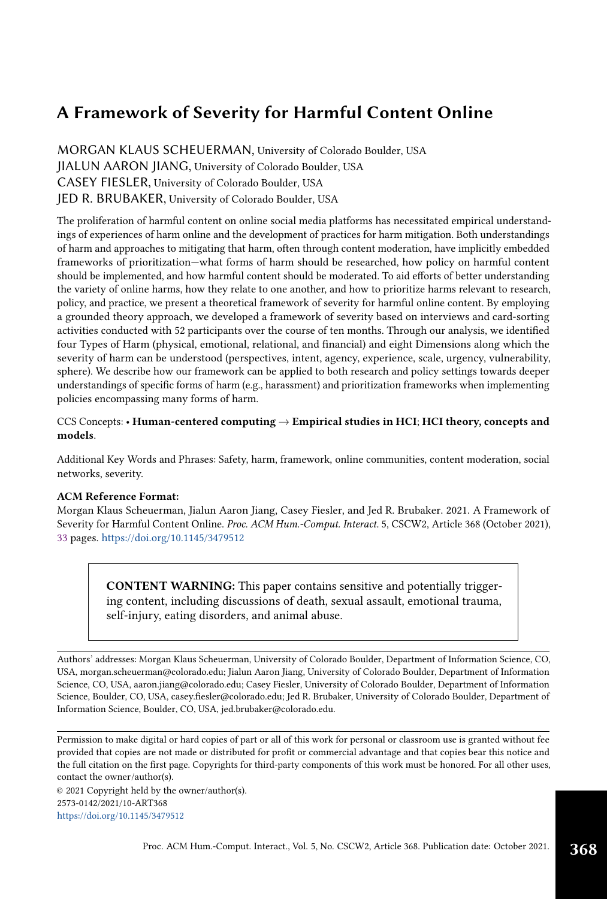# A Framework of Severity for Harmful Content Online

MORGAN KLAUS SCHEUERMAN, University of Colorado Boulder, USA
JIALUN AARON JIANG, University of Colorado Boulder, USA
CASEY FIESLER, University of Colorado Boulder, USA
JED R. BRUBAKER, University of Colorado Boulder, USA

The proliferation of harmful content on online social media platforms has necessitated empirical understandings of experiences of harm online and the development of practices for harm mitigation. Both understandings of harm and approaches to mitigating that harm, often through content moderation, have implicitly embedded frameworks of prioritization—what forms of harm should be researched, how policy on harmful content should be implemented, and how harmful content should be moderated. To aid efforts of better understanding the variety of online harms, how they relate to one another, and how to prioritize harms relevant to research, policy, and practice, we present a theoretical framework of severity for harmful online content. By employing a grounded theory approach, we developed a framework of severity based on interviews and card-sorting activities conducted with 52 participants over the course of ten months. Through our analysis, we identified four Types of Harm (physical, emotional, relational, and financial) and eight Dimensions along which the severity of harm can be understood (perspectives, intent, agency, experience, scale, urgency, vulnerability, sphere). We describe how our framework can be applied to both research and policy settings towards deeper understandings of specific forms of harm (e.g., harassment) and prioritization frameworks when implementing policies encompassing many forms of harm.

CCS Concepts: • **Human-centered computing** → **Empirical studies in HCI**; **HCI theory, concepts and models**.

Additional Key Words and Phrases: Safety, harm, framework, online communities, content moderation, social networks, severity.

**ACM Reference Format:**
Morgan Klaus Scheuerman, Jialun Aaron Jiang, Casey Fiesler, and Jed R. Brubaker. 2021. A Framework of Severity for Harmful Content Online. *Proc. ACM Hum.-Comput. Interact.* 5, CSCW2, Article 368 (October 2021), 33 pages. https://doi.org/10.1145/3479512

> **CONTENT WARNING:** This paper contains sensitive and potentially triggering content, including discussions of death, sexual assault, emotional trauma, self-injury, eating disorders, and animal abuse.

Authors' addresses: Morgan Klaus Scheuerman, University of Colorado Boulder, Department of Information Science, CO, USA, morgan.scheuerman@colorado.edu; Jialun Aaron Jiang, University of Colorado Boulder, Department of Information Science, CO, USA, aaron.jiang@colorado.edu; Casey Fiesler, University of Colorado Boulder, Department of Information Science, Boulder, CO, USA, casey.fiesler@colorado.edu; Jed R. Brubaker, University of Colorado Boulder, Department of Information Science, Boulder, CO, USA, jed.brubaker@colorado.edu.

Permission to make digital or hard copies of part or all of this work for personal or classroom use is granted without fee provided that copies are not made or distributed for profit or commercial advantage and that copies bear this notice and the full citation on the first page. Copyrights for third-party components of this work must be honored. For all other uses, contact the owner/author(s).

© 2021 Copyright held by the owner/author(s).
2573-0142/2021/10-ART368
https://doi.org/10.1145/3479512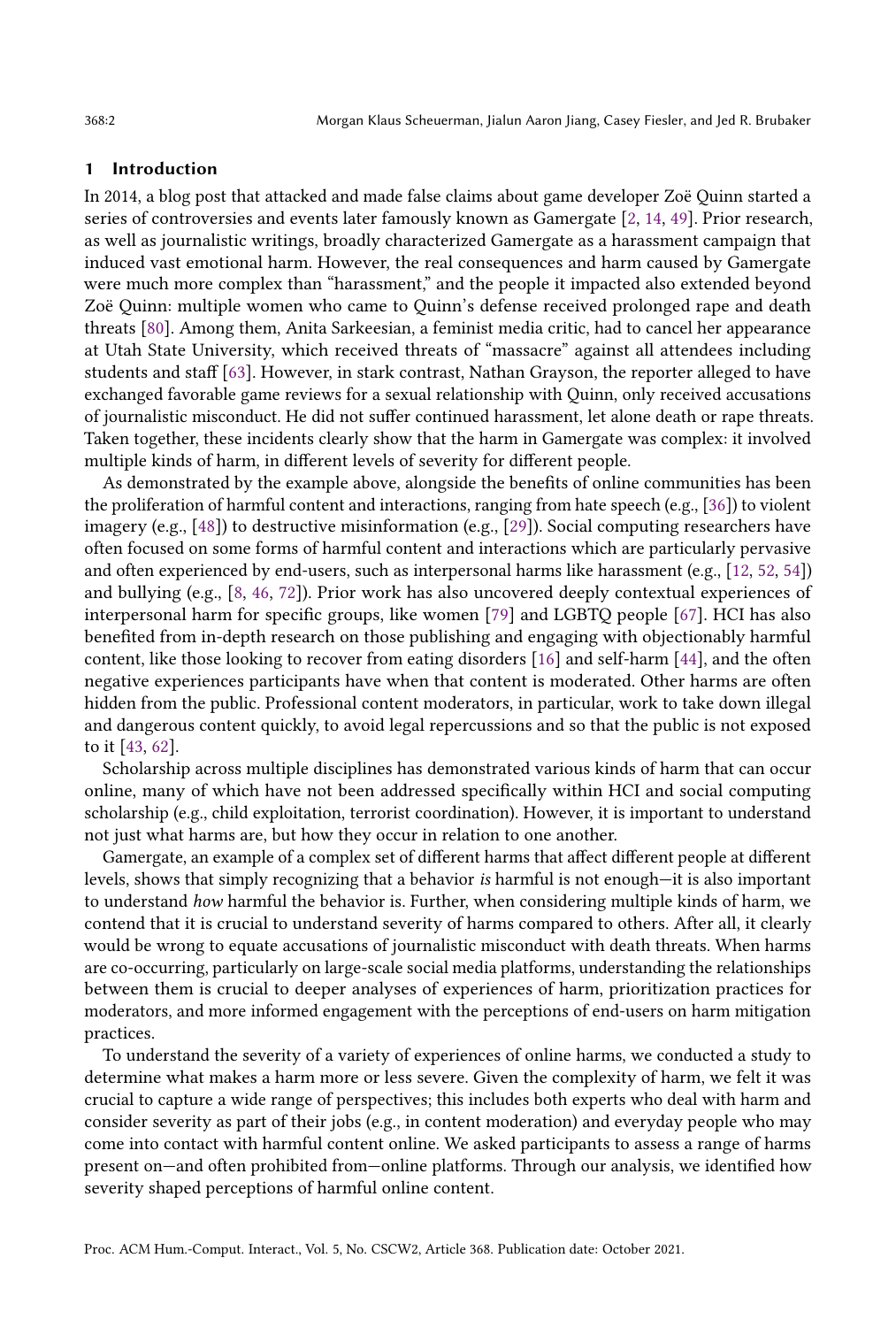## 1 Introduction

In 2014, a blog post that attacked and made false claims about game developer Zoë Quinn started a series of controversies and events later famously known as Gamergate [2, 14, 49]. Prior research, as well as journalistic writings, broadly characterized Gamergate as a harassment campaign that induced vast emotional harm. However, the real consequences and harm caused by Gamergate were much more complex than "harassment," and the people it impacted also extended beyond Zoë Quinn: multiple women who came to Quinn's defense received prolonged rape and death threats [80]. Among them, Anita Sarkeesian, a feminist media critic, had to cancel her appearance at Utah State University, which received threats of "massacre" against all attendees including students and staff [63]. However, in stark contrast, Nathan Grayson, the reporter alleged to have exchanged favorable game reviews for a sexual relationship with Quinn, only received accusations of journalistic misconduct. He did not suffer continued harassment, let alone death or rape threats. Taken together, these incidents clearly show that the harm in Gamergate was complex: it involved multiple kinds of harm, in different levels of severity for different people.

As demonstrated by the example above, alongside the benefits of online communities has been the proliferation of harmful content and interactions, ranging from hate speech (e.g., [36]) to violent imagery (e.g., [48]) to destructive misinformation (e.g., [29]). Social computing researchers have often focused on some forms of harmful content and interactions which are particularly pervasive and often experienced by end-users, such as interpersonal harms like harassment (e.g., [12, 52, 54]) and bullying (e.g., [8, 46, 72]). Prior work has also uncovered deeply contextual experiences of interpersonal harm for specific groups, like women [79] and LGBTQ people [67]. HCI has also benefited from in-depth research on those publishing and engaging with objectionably harmful content, like those looking to recover from eating disorders [16] and self-harm [44], and the often negative experiences participants have when that content is moderated. Other harms are often hidden from the public. Professional content moderators, in particular, work to take down illegal and dangerous content quickly, to avoid legal repercussions and so that the public is not exposed to it [43, 62].

Scholarship across multiple disciplines has demonstrated various kinds of harm that can occur online, many of which have not been addressed specifically within HCI and social computing scholarship (e.g., child exploitation, terrorist coordination). However, it is important to understand not just what harms are, but how they occur in relation to one another.

Gamergate, an example of a complex set of different harms that affect different people at different levels, shows that simply recognizing that a behavior *is* harmful is not enough—it is also important to understand *how* harmful the behavior is. Further, when considering multiple kinds of harm, we contend that it is crucial to understand severity of harms compared to others. After all, it clearly would be wrong to equate accusations of journalistic misconduct with death threats. When harms are co-occurring, particularly on large-scale social media platforms, understanding the relationships between them is crucial to deeper analyses of experiences of harm, prioritization practices for moderators, and more informed engagement with the perceptions of end-users on harm mitigation practices.

To understand the severity of a variety of experiences of online harms, we conducted a study to determine what makes a harm more or less severe. Given the complexity of harm, we felt it was crucial to capture a wide range of perspectives; this includes both experts who deal with harm and consider severity as part of their jobs (e.g., in content moderation) and everyday people who may come into contact with harmful content online. We asked participants to assess a range of harms present on—and often prohibited from—online platforms. Through our analysis, we identified how severity shaped perceptions of harmful online content.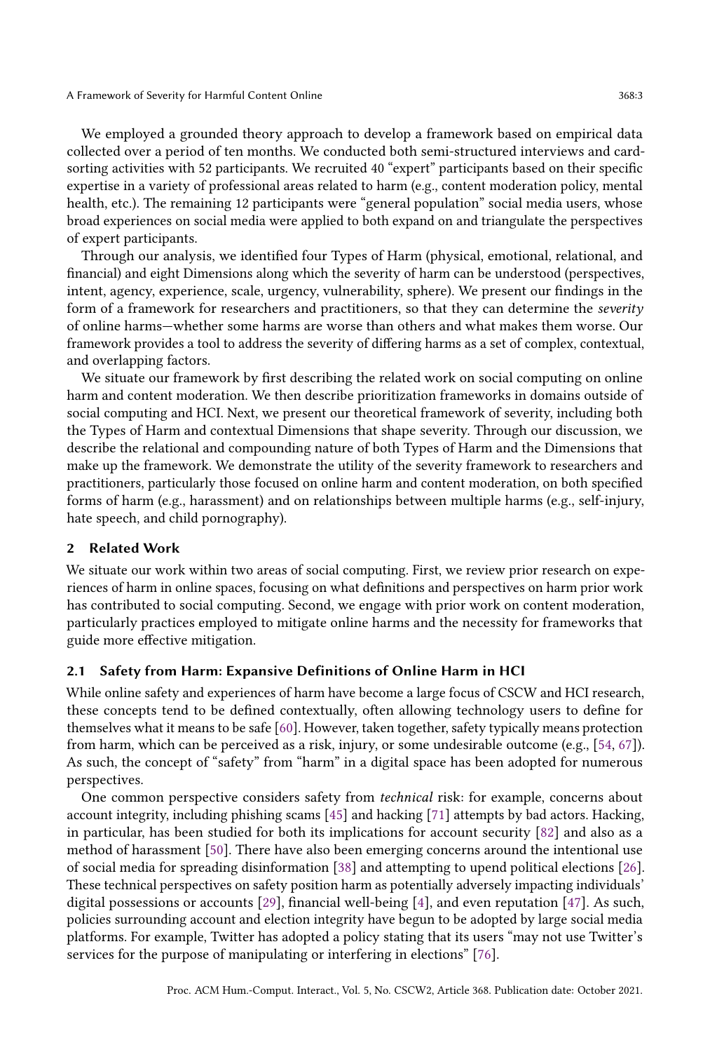We employed a grounded theory approach to develop a framework based on empirical data collected over a period of ten months. We conducted both semi-structured interviews and card-sorting activities with 52 participants. We recruited 40 "expert" participants based on their specific expertise in a variety of professional areas related to harm (e.g., content moderation policy, mental health, etc.). The remaining 12 participants were "general population" social media users, whose broad experiences on social media were applied to both expand on and triangulate the perspectives of expert participants.

Through our analysis, we identified four Types of Harm (physical, emotional, relational, and financial) and eight Dimensions along which the severity of harm can be understood (perspectives, intent, agency, experience, scale, urgency, vulnerability, sphere). We present our findings in the form of a framework for researchers and practitioners, so that they can determine the *severity* of online harms—whether some harms are worse than others and what makes them worse. Our framework provides a tool to address the severity of differing harms as a set of complex, contextual, and overlapping factors.

We situate our framework by first describing the related work on social computing on online harm and content moderation. We then describe prioritization frameworks in domains outside of social computing and HCI. Next, we present our theoretical framework of severity, including both the Types of Harm and contextual Dimensions that shape severity. Through our discussion, we describe the relational and compounding nature of both Types of Harm and the Dimensions that make up the framework. We demonstrate the utility of the severity framework to researchers and practitioners, particularly those focused on online harm and content moderation, on both specified forms of harm (e.g., harassment) and on relationships between multiple harms (e.g., self-injury, hate speech, and child pornography).

## 2 Related Work

We situate our work within two areas of social computing. First, we review prior research on experiences of harm in online spaces, focusing on what definitions and perspectives on harm prior work has contributed to social computing. Second, we engage with prior work on content moderation, particularly practices employed to mitigate online harms and the necessity for frameworks that guide more effective mitigation.

### 2.1 Safety from Harm: Expansive Definitions of Online Harm in HCI

While online safety and experiences of harm have become a large focus of CSCW and HCI research, these concepts tend to be defined contextually, often allowing technology users to define for themselves what it means to be safe [60]. However, taken together, safety typically means protection from harm, which can be perceived as a risk, injury, or some undesirable outcome (e.g., [54, 67]). As such, the concept of "safety" from "harm" in a digital space has been adopted for numerous perspectives.

One common perspective considers safety from *technical* risk: for example, concerns about account integrity, including phishing scams [45] and hacking [71] attempts by bad actors. Hacking, in particular, has been studied for both its implications for account security [82] and also as a method of harassment [50]. There have also been emerging concerns around the intentional use of social media for spreading disinformation [38] and attempting to upend political elections [26]. These technical perspectives on safety position harm as potentially adversely impacting individuals' digital possessions or accounts [29], financial well-being [4], and even reputation [47]. As such, policies surrounding account and election integrity have begun to be adopted by large social media platforms. For example, Twitter has adopted a policy stating that its users "may not use Twitter's services for the purpose of manipulating or interfering in elections" [76].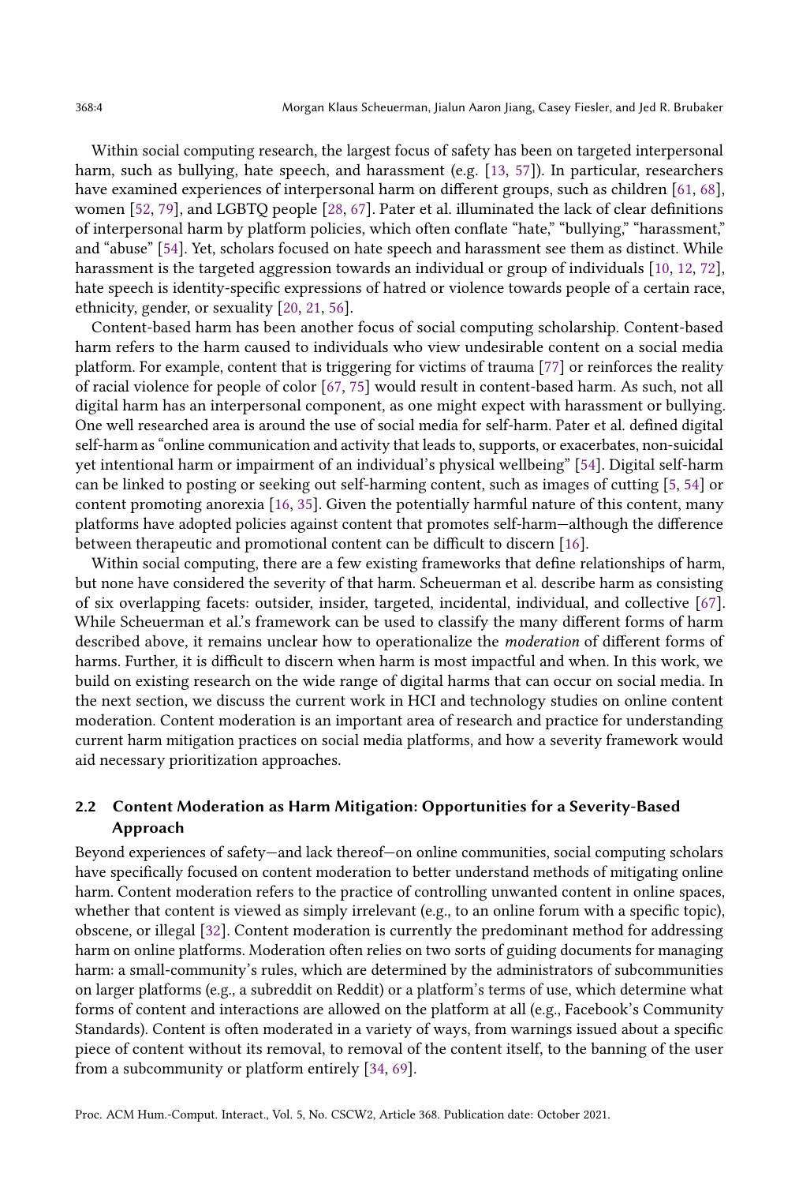Within social computing research, the largest focus of safety has been on targeted interpersonal harm, such as bullying, hate speech, and harassment (e.g. [13, 57]). In particular, researchers have examined experiences of interpersonal harm on different groups, such as children [61, 68], women [52, 79], and LGBTQ people [28, 67]. Pater et al. illuminated the lack of clear definitions of interpersonal harm by platform policies, which often conflate "hate," "bullying," "harassment," and "abuse" [54]. Yet, scholars focused on hate speech and harassment see them as distinct. While harassment is the targeted aggression towards an individual or group of individuals [10, 12, 72], hate speech is identity-specific expressions of hatred or violence towards people of a certain race, ethnicity, gender, or sexuality [20, 21, 56].

Content-based harm has been another focus of social computing scholarship. Content-based harm refers to the harm caused to individuals who view undesirable content on a social media platform. For example, content that is triggering for victims of trauma [77] or reinforces the reality of racial violence for people of color [67, 75] would result in content-based harm. As such, not all digital harm has an interpersonal component, as one might expect with harassment or bullying. One well researched area is around the use of social media for self-harm. Pater et al. defined digital self-harm as "online communication and activity that leads to, supports, or exacerbates, non-suicidal yet intentional harm or impairment of an individual's physical wellbeing" [54]. Digital self-harm can be linked to posting or seeking out self-harming content, such as images of cutting [5, 54] or content promoting anorexia [16, 35]. Given the potentially harmful nature of this content, many platforms have adopted policies against content that promotes self-harm—although the difference between therapeutic and promotional content can be difficult to discern [16].

Within social computing, there are a few existing frameworks that define relationships of harm, but none have considered the severity of that harm. Scheuerman et al. describe harm as consisting of six overlapping facets: outsider, insider, targeted, incidental, individual, and collective [67]. While Scheuerman et al.'s framework can be used to classify the many different forms of harm described above, it remains unclear how to operationalize the *moderation* of different forms of harms. Further, it is difficult to discern when harm is most impactful and when. In this work, we build on existing research on the wide range of digital harms that can occur on social media. In the next section, we discuss the current work in HCI and technology studies on online content moderation. Content moderation is an important area of research and practice for understanding current harm mitigation practices on social media platforms, and how a severity framework would aid necessary prioritization approaches.

### 2.2 Content Moderation as Harm Mitigation: Opportunities for a Severity-Based Approach

Beyond experiences of safety—and lack thereof—on online communities, social computing scholars have specifically focused on content moderation to better understand methods of mitigating online harm. Content moderation refers to the practice of controlling unwanted content in online spaces, whether that content is viewed as simply irrelevant (e.g., to an online forum with a specific topic), obscene, or illegal [32]. Content moderation is currently the predominant method for addressing harm on online platforms. Moderation often relies on two sorts of guiding documents for managing harm: a small-community's rules, which are determined by the administrators of subcommunities on larger platforms (e.g., a subreddit on Reddit) or a platform's terms of use, which determine what forms of content and interactions are allowed on the platform at all (e.g., Facebook's Community Standards). Content is often moderated in a variety of ways, from warnings issued about a specific piece of content without its removal, to removal of the content itself, to the banning of the user from a subcommunity or platform entirely [34, 69].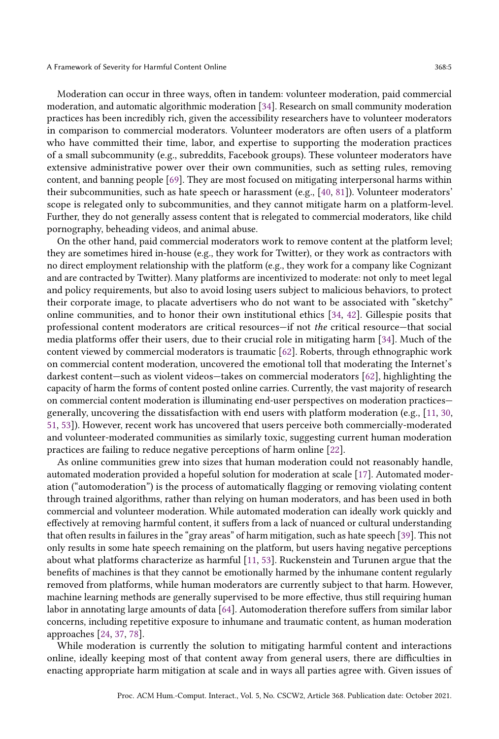Moderation can occur in three ways, often in tandem: volunteer moderation, paid commercial moderation, and automatic algorithmic moderation [34]. Research on small community moderation practices has been incredibly rich, given the accessibility researchers have to volunteer moderators in comparison to commercial moderators. Volunteer moderators are often users of a platform who have committed their time, labor, and expertise to supporting the moderation practices of a small subcommunity (e.g., subreddits, Facebook groups). These volunteer moderators have extensive administrative power over their own communities, such as setting rules, removing content, and banning people [69]. They are most focused on mitigating interpersonal harms within their subcommunities, such as hate speech or harassment (e.g., [40, 81]). Volunteer moderators' scope is relegated only to subcommunities, and they cannot mitigate harm on a platform-level. Further, they do not generally assess content that is relegated to commercial moderators, like child pornography, beheading videos, and animal abuse.

On the other hand, paid commercial moderators work to remove content at the platform level; they are sometimes hired in-house (e.g., they work for Twitter), or they work as contractors with no direct employment relationship with the platform (e.g., they work for a company like Cognizant and are contracted by Twitter). Many platforms are incentivized to moderate: not only to meet legal and policy requirements, but also to avoid losing users subject to malicious behaviors, to protect their corporate image, to placate advertisers who do not want to be associated with "sketchy" online communities, and to honor their own institutional ethics [34, 42]. Gillespie posits that professional content moderators are critical resources—if not *the* critical resource—that social media platforms offer their users, due to their crucial role in mitigating harm [34]. Much of the content viewed by commercial moderators is traumatic [62]. Roberts, through ethnographic work on commercial content moderation, uncovered the emotional toll that moderating the Internet's darkest content—such as violent videos—takes on commercial moderators [62], highlighting the capacity of harm the forms of content posted online carries. Currently, the vast majority of research on commercial content moderation is illuminating end-user perspectives on moderation practices—generally, uncovering the dissatisfaction with end users with platform moderation (e.g., [11, 30, 51, 53]). However, recent work has uncovered that users perceive both commercially-moderated and volunteer-moderated communities as similarly toxic, suggesting current human moderation practices are failing to reduce negative perceptions of harm online [22].

As online communities grew into sizes that human moderation could not reasonably handle, automated moderation provided a hopeful solution for moderation at scale [17]. Automated moderation ("automoderation") is the process of automatically flagging or removing violating content through trained algorithms, rather than relying on human moderators, and has been used in both commercial and volunteer moderation. While automated moderation can ideally work quickly and effectively at removing harmful content, it suffers from a lack of nuanced or cultural understanding that often results in failures in the "gray areas" of harm mitigation, such as hate speech [39]. This not only results in some hate speech remaining on the platform, but users having negative perceptions about what platforms characterize as harmful [11, 53]. Ruckenstein and Turunen argue that the benefits of machines is that they cannot be emotionally harmed by the inhumane content regularly removed from platforms, while human moderators are currently subject to that harm. However, machine learning methods are generally supervised to be more effective, thus still requiring human labor in annotating large amounts of data [64]. Automoderation therefore suffers from similar labor concerns, including repetitive exposure to inhumane and traumatic content, as human moderation approaches [24, 37, 78].

While moderation is currently the solution to mitigating harmful content and interactions online, ideally keeping most of that content away from general users, there are difficulties in enacting appropriate harm mitigation at scale and in ways all parties agree with. Given issues of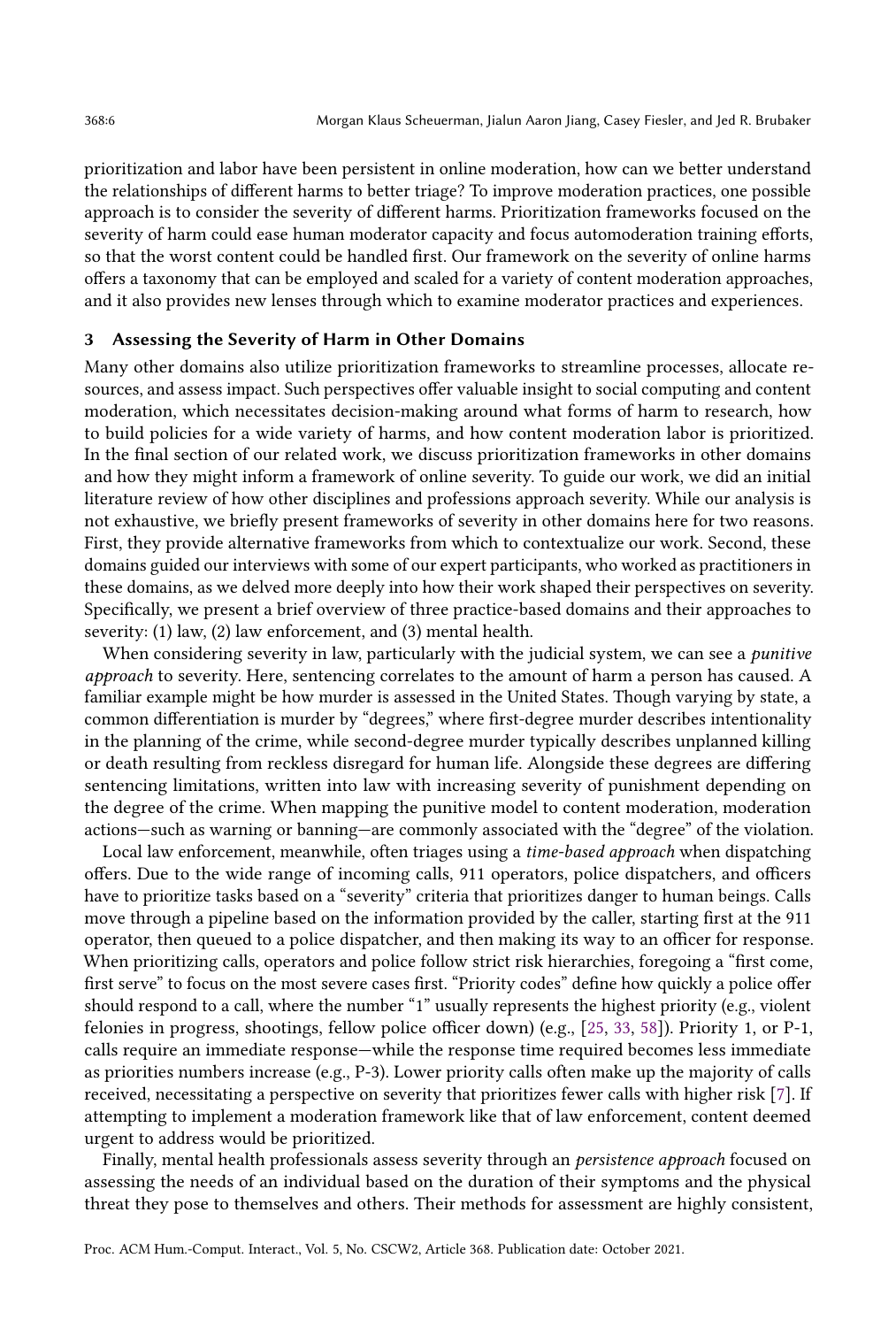prioritization and labor have been persistent in online moderation, how can we better understand the relationships of different harms to better triage? To improve moderation practices, one possible approach is to consider the severity of different harms. Prioritization frameworks focused on the severity of harm could ease human moderator capacity and focus automoderation training efforts, so that the worst content could be handled first. Our framework on the severity of online harms offers a taxonomy that can be employed and scaled for a variety of content moderation approaches, and it also provides new lenses through which to examine moderator practices and experiences.

## 3 Assessing the Severity of Harm in Other Domains

Many other domains also utilize prioritization frameworks to streamline processes, allocate resources, and assess impact. Such perspectives offer valuable insight to social computing and content moderation, which necessitates decision-making around what forms of harm to research, how to build policies for a wide variety of harms, and how content moderation labor is prioritized. In the final section of our related work, we discuss prioritization frameworks in other domains and how they might inform a framework of online severity. To guide our work, we did an initial literature review of how other disciplines and professions approach severity. While our analysis is not exhaustive, we briefly present frameworks of severity in other domains here for two reasons. First, they provide alternative frameworks from which to contextualize our work. Second, these domains guided our interviews with some of our expert participants, who worked as practitioners in these domains, as we delved more deeply into how their work shaped their perspectives on severity. Specifically, we present a brief overview of three practice-based domains and their approaches to severity: (1) law, (2) law enforcement, and (3) mental health.

When considering severity in law, particularly with the judicial system, we can see a *punitive approach* to severity. Here, sentencing correlates to the amount of harm a person has caused. A familiar example might be how murder is assessed in the United States. Though varying by state, a common differentiation is murder by "degrees," where first-degree murder describes intentionality in the planning of the crime, while second-degree murder typically describes unplanned killing or death resulting from reckless disregard for human life. Alongside these degrees are differing sentencing limitations, written into law with increasing severity of punishment depending on the degree of the crime. When mapping the punitive model to content moderation, moderation actions—such as warning or banning—are commonly associated with the "degree" of the violation.

Local law enforcement, meanwhile, often triages using a *time-based approach* when dispatching offers. Due to the wide range of incoming calls, 911 operators, police dispatchers, and officers have to prioritize tasks based on a "severity" criteria that prioritizes danger to human beings. Calls move through a pipeline based on the information provided by the caller, starting first at the 911 operator, then queued to a police dispatcher, and then making its way to an officer for response. When prioritizing calls, operators and police follow strict risk hierarchies, foregoing a "first come, first serve" to focus on the most severe cases first. "Priority codes" define how quickly a police offer should respond to a call, where the number "1" usually represents the highest priority (e.g., violent felonies in progress, shootings, fellow police officer down) (e.g., [25, 33, 58]). Priority 1, or P-1, calls require an immediate response—while the response time required becomes less immediate as priorities numbers increase (e.g., P-3). Lower priority calls often make up the majority of calls received, necessitating a perspective on severity that prioritizes fewer calls with higher risk [7]. If attempting to implement a moderation framework like that of law enforcement, content deemed urgent to address would be prioritized.

Finally, mental health professionals assess severity through an *persistence approach* focused on assessing the needs of an individual based on the duration of their symptoms and the physical threat they pose to themselves and others. Their methods for assessment are highly consistent,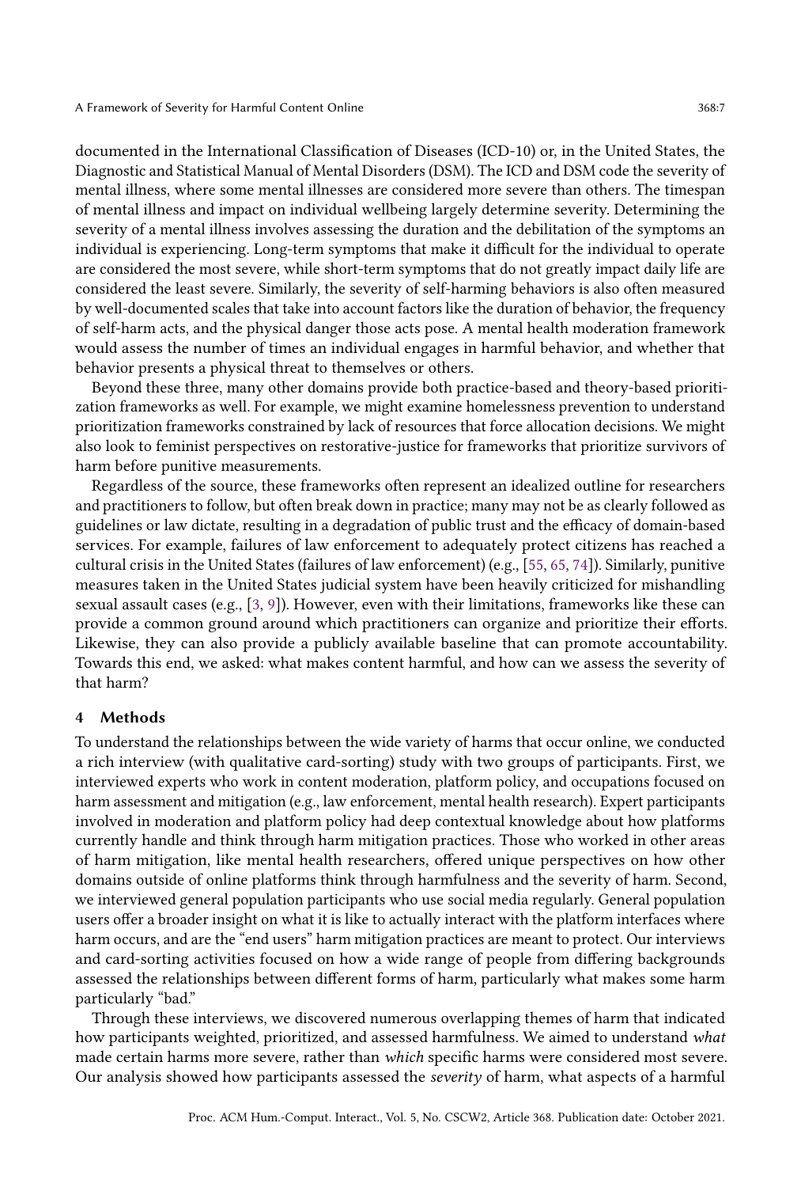documented in the International Classification of Diseases (ICD-10) or, in the United States, the Diagnostic and Statistical Manual of Mental Disorders (DSM). The ICD and DSM code the severity of mental illness, where some mental illnesses are considered more severe than others. The timespan of mental illness and impact on individual wellbeing largely determine severity. Determining the severity of a mental illness involves assessing the duration and the debilitation of the symptoms an individual is experiencing. Long-term symptoms that make it difficult for the individual to operate are considered the most severe, while short-term symptoms that do not greatly impact daily life are considered the least severe. Similarly, the severity of self-harming behaviors is also often measured by well-documented scales that take into account factors like the duration of behavior, the frequency of self-harm acts, and the physical danger those acts pose. A mental health moderation framework would assess the number of times an individual engages in harmful behavior, and whether that behavior presents a physical threat to themselves or others.

Beyond these three, many other domains provide both practice-based and theory-based prioritization frameworks as well. For example, we might examine homelessness prevention to understand prioritization frameworks constrained by lack of resources that force allocation decisions. We might also look to feminist perspectives on restorative-justice for frameworks that prioritize survivors of harm before punitive measurements.

Regardless of the source, these frameworks often represent an idealized outline for researchers and practitioners to follow, but often break down in practice; many may not be as clearly followed as guidelines or law dictate, resulting in a degradation of public trust and the efficacy of domain-based services. For example, failures of law enforcement to adequately protect citizens has reached a cultural crisis in the United States (failures of law enforcement) (e.g., [55, 65, 74]). Similarly, punitive measures taken in the United States judicial system have been heavily criticized for mishandling sexual assault cases (e.g., [3, 9]). However, even with their limitations, frameworks like these can provide a common ground around which practitioners can organize and prioritize their efforts. Likewise, they can also provide a publicly available baseline that can promote accountability. Towards this end, we asked: what makes content harmful, and how can we assess the severity of that harm?

## 4 Methods

To understand the relationships between the wide variety of harms that occur online, we conducted a rich interview (with qualitative card-sorting) study with two groups of participants. First, we interviewed experts who work in content moderation, platform policy, and occupations focused on harm assessment and mitigation (e.g., law enforcement, mental health research). Expert participants involved in moderation and platform policy had deep contextual knowledge about how platforms currently handle and think through harm mitigation practices. Those who worked in other areas of harm mitigation, like mental health researchers, offered unique perspectives on how other domains outside of online platforms think through harmfulness and the severity of harm. Second, we interviewed general population participants who use social media regularly. General population users offer a broader insight on what it is like to actually interact with the platform interfaces where harm occurs, and are the "end users" harm mitigation practices are meant to protect. Our interviews and card-sorting activities focused on how a wide range of people from differing backgrounds assessed the relationships between different forms of harm, particularly what makes some harm particularly "bad."

Through these interviews, we discovered numerous overlapping themes of harm that indicated how participants weighted, prioritized, and assessed harmfulness. We aimed to understand *what* made certain harms more severe, rather than *which* specific harms were considered most severe. Our analysis showed how participants assessed the *severity* of harm, what aspects of a harmful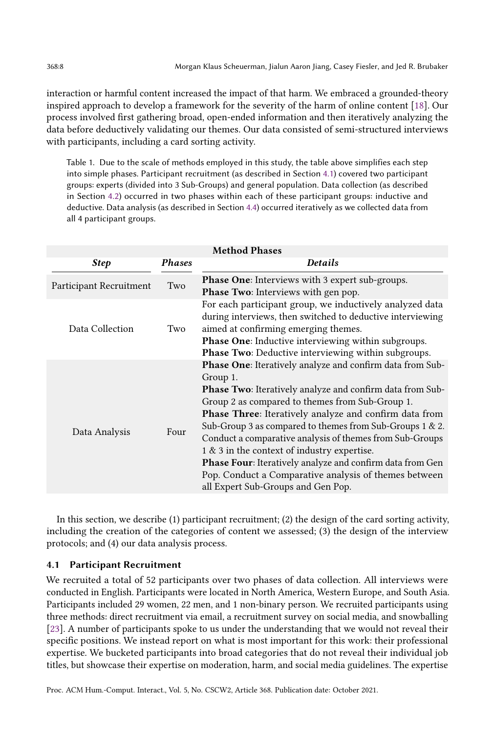interaction or harmful content increased the impact of that harm. We embraced a grounded-theory inspired approach to develop a framework for the severity of the harm of online content [18]. Our process involved first gathering broad, open-ended information and then iteratively analyzing the data before deductively validating our themes. Our data consisted of semi-structured interviews with participants, including a card sorting activity.

Table 1. Due to the scale of methods employed in this study, the table above simplifies each step into simple phases. Participant recruitment (as described in Section 4.1) covered two participant groups: experts (divided into 3 Sub-Groups) and general population. Data collection (as described in Section 4.2) occurred in two phases within each of these participant groups: inductive and deductive. Data analysis (as described in Section 4.4) occurred iteratively as we collected data from all 4 participant groups.

| Method Phases | | |
|---|---|---|
| ***Step*** | ***Phases*** | ***Details*** |
| Participant Recruitment | Two | **Phase One**: Interviews with 3 expert sub-groups. **Phase Two**: Interviews with gen pop. |
| Data Collection | Two | For each participant group, we inductively analyzed data during interviews, then switched to deductive interviewing aimed at confirming emerging themes. **Phase One**: Inductive interviewing within subgroups. **Phase Two**: Deductive interviewing within subgroups. |
| Data Analysis | Four | **Phase One**: Iteratively analyze and confirm data from Sub-Group 1. **Phase Two**: Iteratively analyze and confirm data from Sub-Group 2 as compared to themes from Sub-Group 1. **Phase Three**: Iteratively analyze and confirm data from Sub-Group 3 as compared to themes from Sub-Groups 1 & 2. Conduct a comparative analysis of themes from Sub-Groups 1 & 3 in the context of industry expertise. **Phase Four**: Iteratively analyze and confirm data from Gen Pop. Conduct a Comparative analysis of themes between all Expert Sub-Groups and Gen Pop. |

In this section, we describe (1) participant recruitment; (2) the design of the card sorting activity, including the creation of the categories of content we assessed; (3) the design of the interview protocols; and (4) our data analysis process.

### 4.1 Participant Recruitment

We recruited a total of 52 participants over two phases of data collection. All interviews were conducted in English. Participants were located in North America, Western Europe, and South Asia. Participants included 29 women, 22 men, and 1 non-binary person. We recruited participants using three methods: direct recruitment via email, a recruitment survey on social media, and snowballing [23]. A number of participants spoke to us under the understanding that we would not reveal their specific positions. We instead report on what is most important for this work: their professional expertise. We bucketed participants into broad categories that do not reveal their individual job titles, but showcase their expertise on moderation, harm, and social media guidelines. The expertise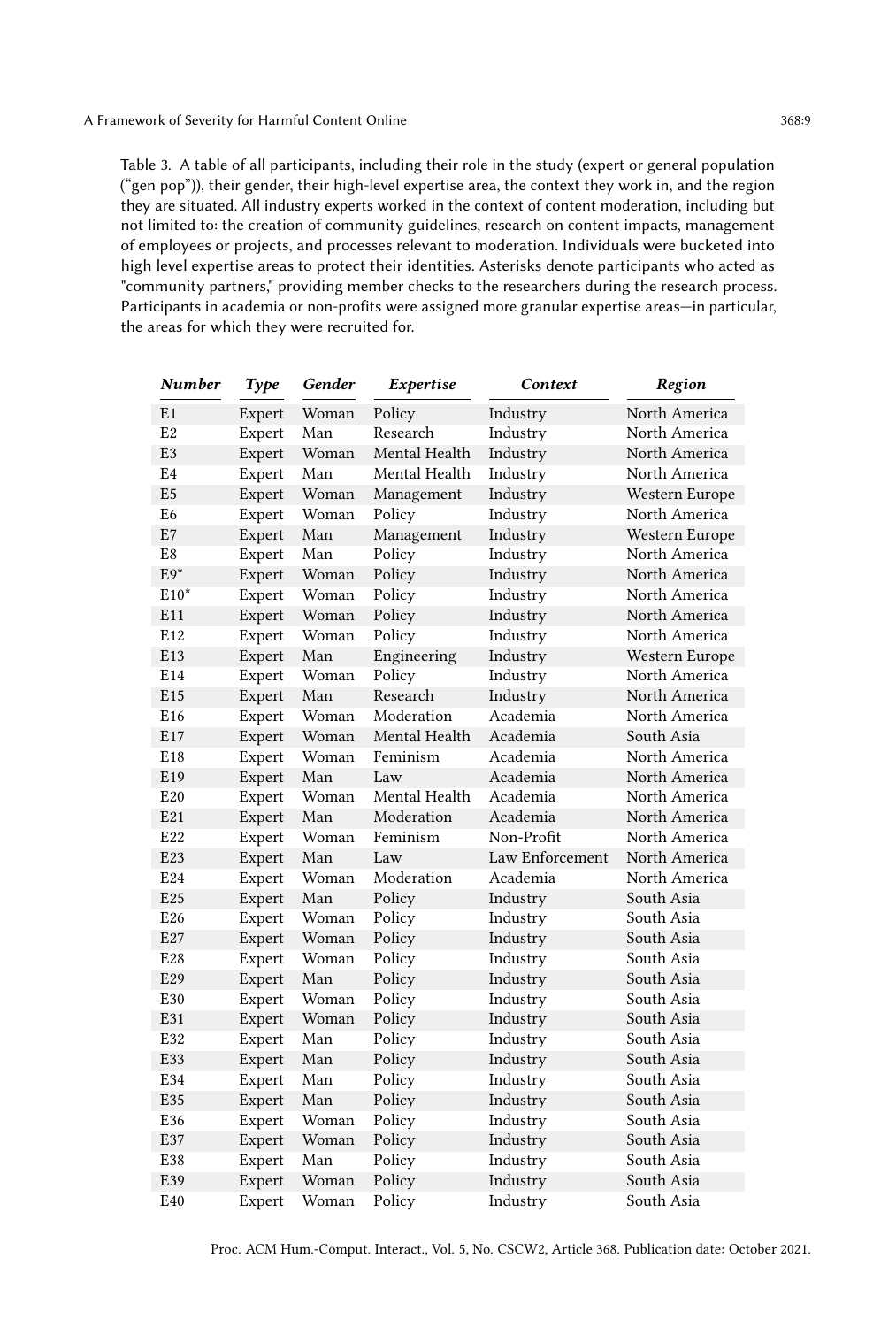Table 3. A table of all participants, including their role in the study (expert or general population ("gen pop")), their gender, their high-level expertise area, the context they work in, and the region they are situated. All industry experts worked in the context of content moderation, including but not limited to: the creation of community guidelines, research on content impacts, management of employees or projects, and processes relevant to moderation. Individuals were bucketed into high level expertise areas to protect their identities. Asterisks denote participants who acted as "community partners," providing member checks to the researchers during the research process. Participants in academia or non-profits were assigned more granular expertise areas—in particular, the areas for which they were recruited for.

| *Number* | *Type* | *Gender* | *Expertise* | *Context* | *Region* |
|---|---|---|---|---|---|
| E1 | Expert | Woman | Policy | Industry | North America |
| E2 | Expert | Man | Research | Industry | North America |
| E3 | Expert | Woman | Mental Health | Industry | North America |
| E4 | Expert | Man | Mental Health | Industry | North America |
| E5 | Expert | Woman | Management | Industry | Western Europe |
| E6 | Expert | Woman | Policy | Industry | North America |
| E7 | Expert | Man | Management | Industry | Western Europe |
| E8 | Expert | Man | Policy | Industry | North America |
| E9* | Expert | Woman | Policy | Industry | North America |
| E10* | Expert | Woman | Policy | Industry | North America |
| E11 | Expert | Woman | Policy | Industry | North America |
| E12 | Expert | Woman | Policy | Industry | North America |
| E13 | Expert | Man | Engineering | Industry | Western Europe |
| E14 | Expert | Woman | Policy | Industry | North America |
| E15 | Expert | Man | Research | Industry | North America |
| E16 | Expert | Woman | Moderation | Academia | North America |
| E17 | Expert | Woman | Mental Health | Academia | South Asia |
| E18 | Expert | Woman | Feminism | Academia | North America |
| E19 | Expert | Man | Law | Academia | North America |
| E20 | Expert | Woman | Mental Health | Academia | North America |
| E21 | Expert | Man | Moderation | Academia | North America |
| E22 | Expert | Woman | Feminism | Non-Profit | North America |
| E23 | Expert | Man | Law | Law Enforcement | North America |
| E24 | Expert | Woman | Moderation | Academia | North America |
| E25 | Expert | Man | Policy | Industry | South Asia |
| E26 | Expert | Woman | Policy | Industry | South Asia |
| E27 | Expert | Woman | Policy | Industry | South Asia |
| E28 | Expert | Woman | Policy | Industry | South Asia |
| E29 | Expert | Man | Policy | Industry | South Asia |
| E30 | Expert | Woman | Policy | Industry | South Asia |
| E31 | Expert | Woman | Policy | Industry | South Asia |
| E32 | Expert | Man | Policy | Industry | South Asia |
| E33 | Expert | Man | Policy | Industry | South Asia |
| E34 | Expert | Man | Policy | Industry | South Asia |
| E35 | Expert | Man | Policy | Industry | South Asia |
| E36 | Expert | Woman | Policy | Industry | South Asia |
| E37 | Expert | Woman | Policy | Industry | South Asia |
| E38 | Expert | Man | Policy | Industry | South Asia |
| E39 | Expert | Woman | Policy | Industry | South Asia |
| E40 | Expert | Woman | Policy | Industry | South Asia |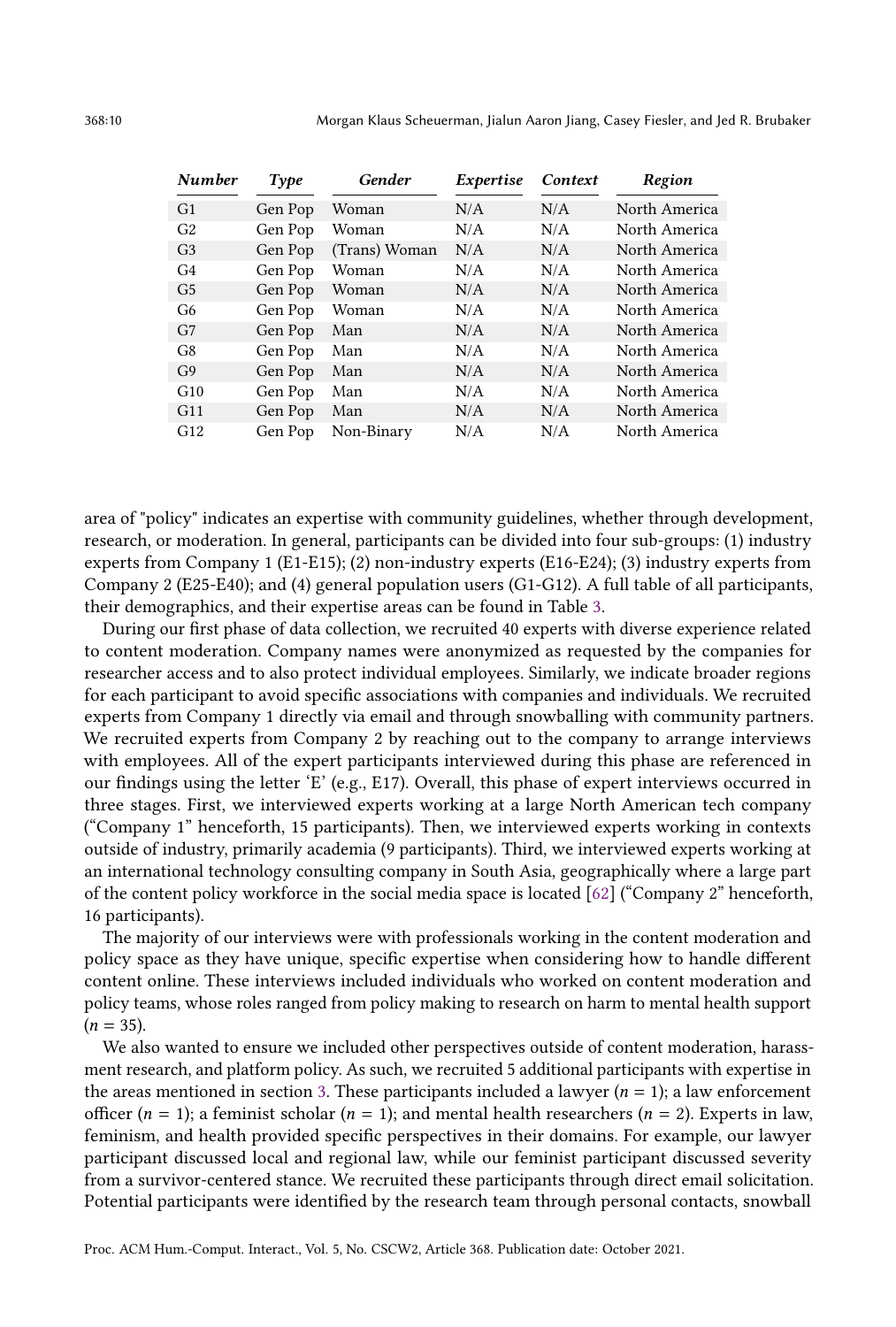| *Number* | *Type* | *Gender* | *Expertise* | *Context* | *Region* |
|---|---|---|---|---|---|
| G1 | Gen Pop | Woman | N/A | N/A | North America |
| G2 | Gen Pop | Woman | N/A | N/A | North America |
| G3 | Gen Pop | (Trans) Woman | N/A | N/A | North America |
| G4 | Gen Pop | Woman | N/A | N/A | North America |
| G5 | Gen Pop | Woman | N/A | N/A | North America |
| G6 | Gen Pop | Woman | N/A | N/A | North America |
| G7 | Gen Pop | Man | N/A | N/A | North America |
| G8 | Gen Pop | Man | N/A | N/A | North America |
| G9 | Gen Pop | Man | N/A | N/A | North America |
| G10 | Gen Pop | Man | N/A | N/A | North America |
| G11 | Gen Pop | Man | N/A | N/A | North America |
| G12 | Gen Pop | Non-Binary | N/A | N/A | North America |

area of "policy" indicates an expertise with community guidelines, whether through development, research, or moderation. In general, participants can be divided into four sub-groups: (1) industry experts from Company 1 (E1-E15); (2) non-industry experts (E16-E24); (3) industry experts from Company 2 (E25-E40); and (4) general population users (G1-G12). A full table of all participants, their demographics, and their expertise areas can be found in Table 3.

During our first phase of data collection, we recruited 40 experts with diverse experience related to content moderation. Company names were anonymized as requested by the companies for researcher access and to also protect individual employees. Similarly, we indicate broader regions for each participant to avoid specific associations with companies and individuals. We recruited experts from Company 1 directly via email and through snowballing with community partners. We recruited experts from Company 2 by reaching out to the company to arrange interviews with employees. All of the expert participants interviewed during this phase are referenced in our findings using the letter 'E' (e.g., E17). Overall, this phase of expert interviews occurred in three stages. First, we interviewed experts working at a large North American tech company ("Company 1" henceforth, 15 participants). Then, we interviewed experts working in contexts outside of industry, primarily academia (9 participants). Third, we interviewed experts working at an international technology consulting company in South Asia, geographically where a large part of the content policy workforce in the social media space is located [62] ("Company 2" henceforth, 16 participants).

The majority of our interviews were with professionals working in the content moderation and policy space as they have unique, specific expertise when considering how to handle different content online. These interviews included individuals who worked on content moderation and policy teams, whose roles ranged from policy making to research on harm to mental health support ($n$ = 35).

We also wanted to ensure we included other perspectives outside of content moderation, harassment research, and platform policy. As such, we recruited 5 additional participants with expertise in the areas mentioned in section 3. These participants included a lawyer ($n$ = 1); a law enforcement officer ($n$ = 1); a feminist scholar ($n$ = 1); and mental health researchers ($n$ = 2). Experts in law, feminism, and health provided specific perspectives in their domains. For example, our lawyer participant discussed local and regional law, while our feminist participant discussed severity from a survivor-centered stance. We recruited these participants through direct email solicitation. Potential participants were identified by the research team through personal contacts, snowball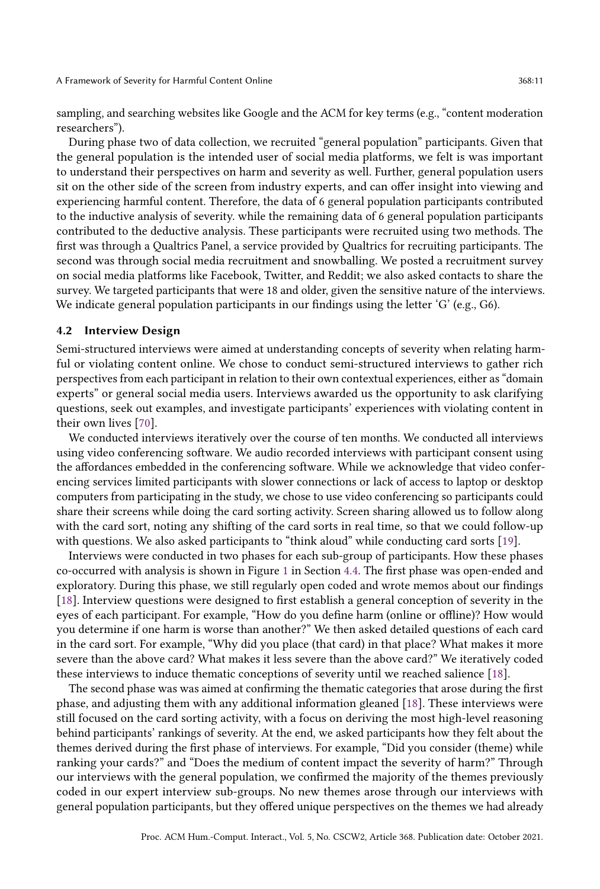sampling, and searching websites like Google and the ACM for key terms (e.g., "content moderation researchers").

During phase two of data collection, we recruited "general population" participants. Given that the general population is the intended user of social media platforms, we felt is was important to understand their perspectives on harm and severity as well. Further, general population users sit on the other side of the screen from industry experts, and can offer insight into viewing and experiencing harmful content. Therefore, the data of 6 general population participants contributed to the inductive analysis of severity. while the remaining data of 6 general population participants contributed to the deductive analysis. These participants were recruited using two methods. The first was through a Qualtrics Panel, a service provided by Qualtrics for recruiting participants. The second was through social media recruitment and snowballing. We posted a recruitment survey on social media platforms like Facebook, Twitter, and Reddit; we also asked contacts to share the survey. We targeted participants that were 18 and older, given the sensitive nature of the interviews. We indicate general population participants in our findings using the letter 'G' (e.g., G6).

### 4.2 Interview Design

Semi-structured interviews were aimed at understanding concepts of severity when relating harmful or violating content online. We chose to conduct semi-structured interviews to gather rich perspectives from each participant in relation to their own contextual experiences, either as "domain experts" or general social media users. Interviews awarded us the opportunity to ask clarifying questions, seek out examples, and investigate participants' experiences with violating content in their own lives [70].

We conducted interviews iteratively over the course of ten months. We conducted all interviews using video conferencing software. We audio recorded interviews with participant consent using the affordances embedded in the conferencing software. While we acknowledge that video conferencing services limited participants with slower connections or lack of access to laptop or desktop computers from participating in the study, we chose to use video conferencing so participants could share their screens while doing the card sorting activity. Screen sharing allowed us to follow along with the card sort, noting any shifting of the card sorts in real time, so that we could follow-up with questions. We also asked participants to "think aloud" while conducting card sorts [19].

Interviews were conducted in two phases for each sub-group of participants. How these phases co-occurred with analysis is shown in Figure 1 in Section 4.4. The first phase was open-ended and exploratory. During this phase, we still regularly open coded and wrote memos about our findings [18]. Interview questions were designed to first establish a general conception of severity in the eyes of each participant. For example, "How do you define harm (online or offline)? How would you determine if one harm is worse than another?" We then asked detailed questions of each card in the card sort. For example, "Why did you place (that card) in that place? What makes it more severe than the above card? What makes it less severe than the above card?" We iteratively coded these interviews to induce thematic conceptions of severity until we reached salience [18].

The second phase was was aimed at confirming the thematic categories that arose during the first phase, and adjusting them with any additional information gleaned [18]. These interviews were still focused on the card sorting activity, with a focus on deriving the most high-level reasoning behind participants' rankings of severity. At the end, we asked participants how they felt about the themes derived during the first phase of interviews. For example, "Did you consider (theme) while ranking your cards?" and "Does the medium of content impact the severity of harm?" Through our interviews with the general population, we confirmed the majority of the themes previously coded in our expert interview sub-groups. No new themes arose through our interviews with general population participants, but they offered unique perspectives on the themes we had already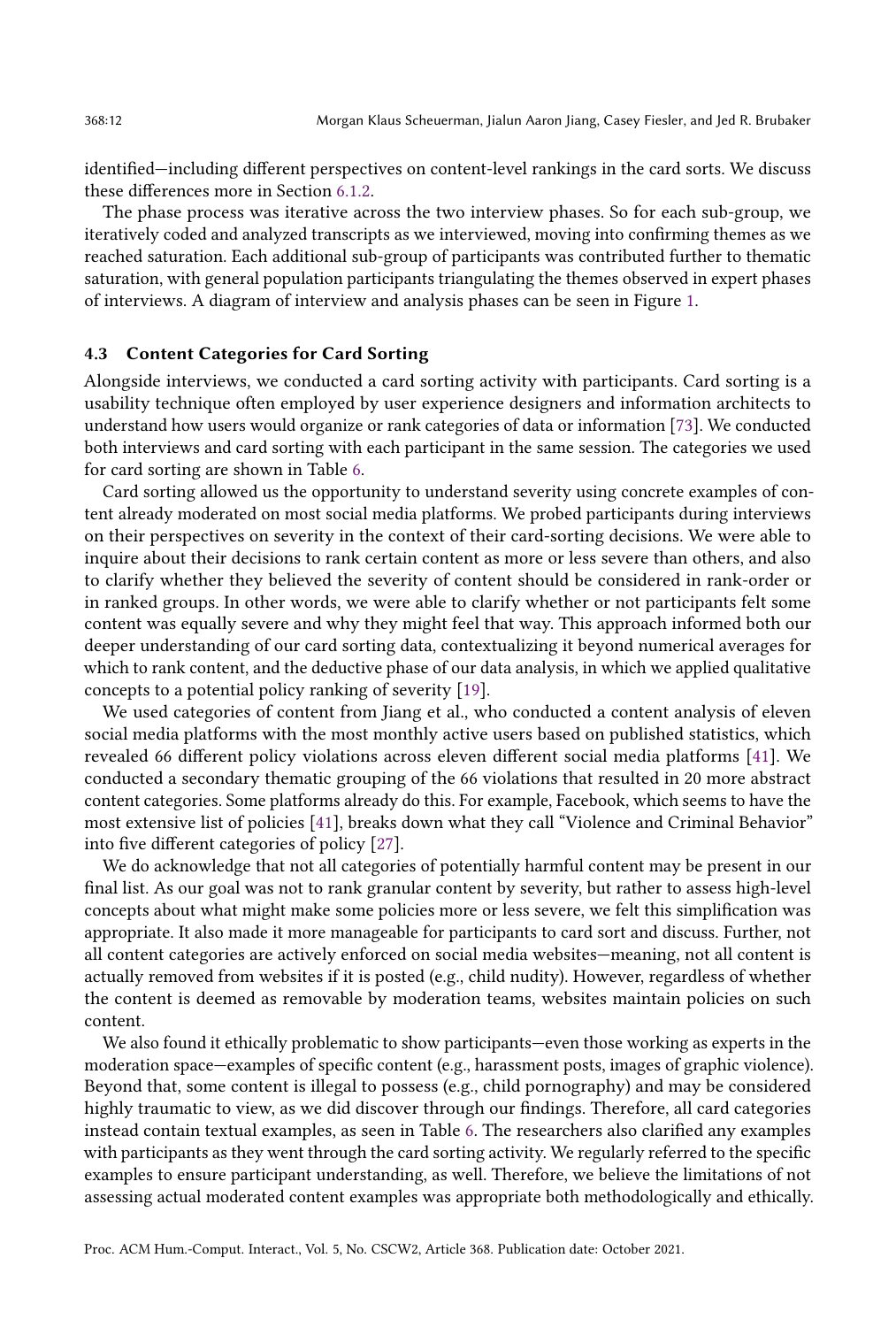identified—including different perspectives on content-level rankings in the card sorts. We discuss these differences more in Section 6.1.2.

The phase process was iterative across the two interview phases. So for each sub-group, we iteratively coded and analyzed transcripts as we interviewed, moving into confirming themes as we reached saturation. Each additional sub-group of participants was contributed further to thematic saturation, with general population participants triangulating the themes observed in expert phases of interviews. A diagram of interview and analysis phases can be seen in Figure 1.

### 4.3 Content Categories for Card Sorting

Alongside interviews, we conducted a card sorting activity with participants. Card sorting is a usability technique often employed by user experience designers and information architects to understand how users would organize or rank categories of data or information [73]. We conducted both interviews and card sorting with each participant in the same session. The categories we used for card sorting are shown in Table 6.

Card sorting allowed us the opportunity to understand severity using concrete examples of content already moderated on most social media platforms. We probed participants during interviews on their perspectives on severity in the context of their card-sorting decisions. We were able to inquire about their decisions to rank certain content as more or less severe than others, and also to clarify whether they believed the severity of content should be considered in rank-order or in ranked groups. In other words, we were able to clarify whether or not participants felt some content was equally severe and why they might feel that way. This approach informed both our deeper understanding of our card sorting data, contextualizing it beyond numerical averages for which to rank content, and the deductive phase of our data analysis, in which we applied qualitative concepts to a potential policy ranking of severity [19].

We used categories of content from Jiang et al., who conducted a content analysis of eleven social media platforms with the most monthly active users based on published statistics, which revealed 66 different policy violations across eleven different social media platforms [41]. We conducted a secondary thematic grouping of the 66 violations that resulted in 20 more abstract content categories. Some platforms already do this. For example, Facebook, which seems to have the most extensive list of policies [41], breaks down what they call "Violence and Criminal Behavior" into five different categories of policy [27].

We do acknowledge that not all categories of potentially harmful content may be present in our final list. As our goal was not to rank granular content by severity, but rather to assess high-level concepts about what might make some policies more or less severe, we felt this simplification was appropriate. It also made it more manageable for participants to card sort and discuss. Further, not all content categories are actively enforced on social media websites—meaning, not all content is actually removed from websites if it is posted (e.g., child nudity). However, regardless of whether the content is deemed as removable by moderation teams, websites maintain policies on such content.

We also found it ethically problematic to show participants—even those working as experts in the moderation space—examples of specific content (e.g., harassment posts, images of graphic violence). Beyond that, some content is illegal to possess (e.g., child pornography) and may be considered highly traumatic to view, as we did discover through our findings. Therefore, all card categories instead contain textual examples, as seen in Table 6. The researchers also clarified any examples with participants as they went through the card sorting activity. We regularly referred to the specific examples to ensure participant understanding, as well. Therefore, we believe the limitations of not assessing actual moderated content examples was appropriate both methodologically and ethically.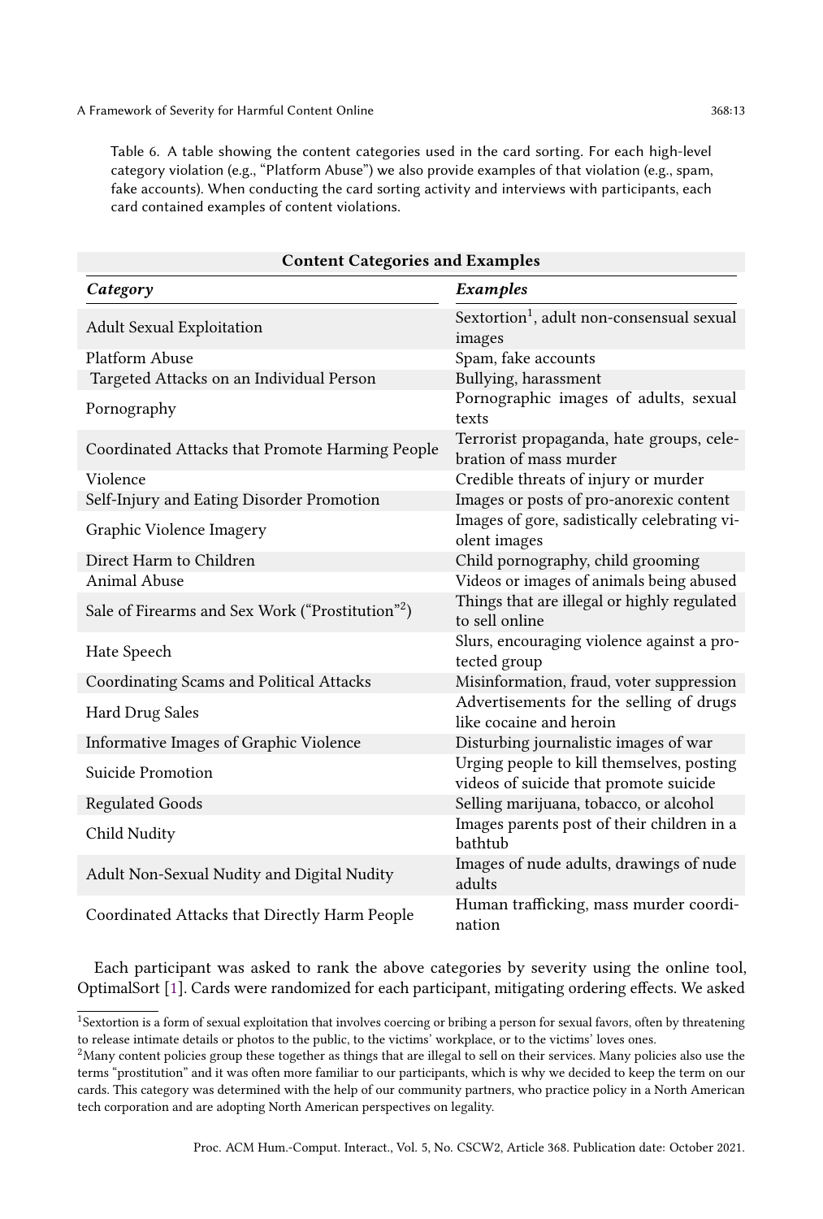Table 6. A table showing the content categories used in the card sorting. For each high-level category violation (e.g., "Platform Abuse") we also provide examples of that violation (e.g., spam, fake accounts). When conducting the card sorting activity and interviews with participants, each card contained examples of content violations.

| **Content Categories and Examples** | |
|---|---|
| ***Category*** | ***Examples*** |
| Adult Sexual Exploitation | Sextortion[1], adult non-consensual sexual images |
| Platform Abuse | Spam, fake accounts |
| Targeted Attacks on an Individual Person | Bullying, harassment |
| Pornography | Pornographic images of adults, sexual texts |
| Coordinated Attacks that Promote Harming People | Terrorist propaganda, hate groups, celebration of mass murder |
| Violence | Credible threats of injury or murder |
| Self-Injury and Eating Disorder Promotion | Images or posts of pro-anorexic content |
| Graphic Violence Imagery | Images of gore, sadistically celebrating violent images |
| Direct Harm to Children | Child pornography, child grooming |
| Animal Abuse | Videos or images of animals being abused |
| Sale of Firearms and Sex Work ("Prostitution"[2]) | Things that are illegal or highly regulated to sell online |
| Hate Speech | Slurs, encouraging violence against a protected group |
| Coordinating Scams and Political Attacks | Misinformation, fraud, voter suppression |
| Hard Drug Sales | Advertisements for the selling of drugs like cocaine and heroin |
| Informative Images of Graphic Violence | Disturbing journalistic images of war |
| Suicide Promotion | Urging people to kill themselves, posting videos of suicide that promote suicide |
| Regulated Goods | Selling marijuana, tobacco, or alcohol |
| Child Nudity | Images parents post of their children in a bathtub |
| Adult Non-Sexual Nudity and Digital Nudity | Images of nude adults, drawings of nude adults |
| Coordinated Attacks that Directly Harm People | Human trafficking, mass murder coordination |

Each participant was asked to rank the above categories by severity using the online tool, OptimalSort [1]. Cards were randomized for each participant, mitigating ordering effects. We asked

[1]Sextortion is a form of sexual exploitation that involves coercing or bribing a person for sexual favors, often by threatening to release intimate details or photos to the public, to the victims' workplace, or to the victims' loves ones.

[2]Many content policies group these together as things that are illegal to sell on their services. Many policies also use the terms "prostitution" and it was often more familiar to our participants, which is why we decided to keep the term on our cards. This category was determined with the help of our community partners, who practice policy in a North American tech corporation and are adopting North American perspectives on legality.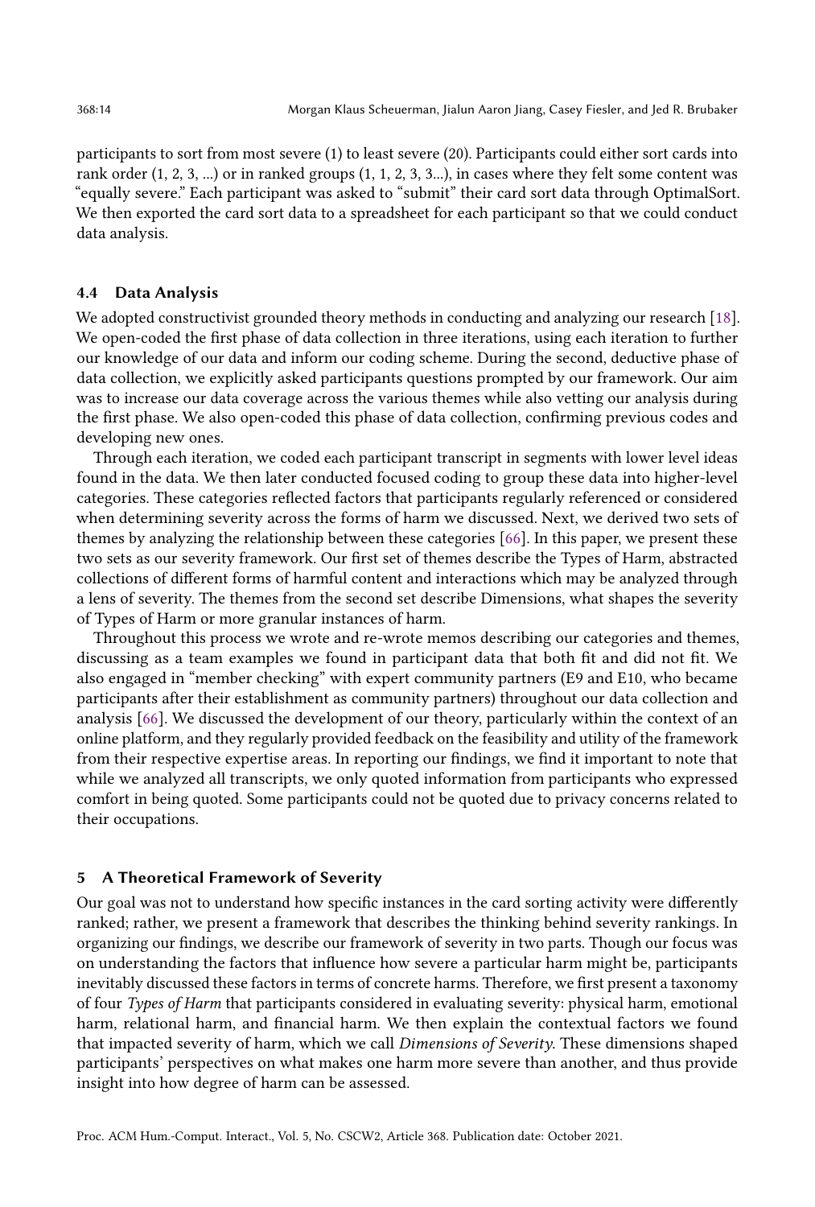participants to sort from most severe (1) to least severe (20). Participants could either sort cards into rank order (1, 2, 3, ...) or in ranked groups (1, 1, 2, 3, 3...), in cases where they felt some content was "equally severe." Each participant was asked to "submit" their card sort data through OptimalSort. We then exported the card sort data to a spreadsheet for each participant so that we could conduct data analysis.

### 4.4 Data Analysis

We adopted constructivist grounded theory methods in conducting and analyzing our research [18]. We open-coded the first phase of data collection in three iterations, using each iteration to further our knowledge of our data and inform our coding scheme. During the second, deductive phase of data collection, we explicitly asked participants questions prompted by our framework. Our aim was to increase our data coverage across the various themes while also vetting our analysis during the first phase. We also open-coded this phase of data collection, confirming previous codes and developing new ones.

Through each iteration, we coded each participant transcript in segments with lower level ideas found in the data. We then later conducted focused coding to group these data into higher-level categories. These categories reflected factors that participants regularly referenced or considered when determining severity across the forms of harm we discussed. Next, we derived two sets of themes by analyzing the relationship between these categories [66]. In this paper, we present these two sets as our severity framework. Our first set of themes describe the Types of Harm, abstracted collections of different forms of harmful content and interactions which may be analyzed through a lens of severity. The themes from the second set describe Dimensions, what shapes the severity of Types of Harm or more granular instances of harm.

Throughout this process we wrote and re-wrote memos describing our categories and themes, discussing as a team examples we found in participant data that both fit and did not fit. We also engaged in "member checking" with expert community partners (E9 and E10, who became participants after their establishment as community partners) throughout our data collection and analysis [66]. We discussed the development of our theory, particularly within the context of an online platform, and they regularly provided feedback on the feasibility and utility of the framework from their respective expertise areas. In reporting our findings, we find it important to note that while we analyzed all transcripts, we only quoted information from participants who expressed comfort in being quoted. Some participants could not be quoted due to privacy concerns related to their occupations.

## 5 A Theoretical Framework of Severity

Our goal was not to understand how specific instances in the card sorting activity were differently ranked; rather, we present a framework that describes the thinking behind severity rankings. In organizing our findings, we describe our framework of severity in two parts. Though our focus was on understanding the factors that influence how severe a particular harm might be, participants inevitably discussed these factors in terms of concrete harms. Therefore, we first present a taxonomy of four *Types of Harm* that participants considered in evaluating severity: physical harm, emotional harm, relational harm, and financial harm. We then explain the contextual factors we found that impacted severity of harm, which we call *Dimensions of Severity*. These dimensions shaped participants' perspectives on what makes one harm more severe than another, and thus provide insight into how degree of harm can be assessed.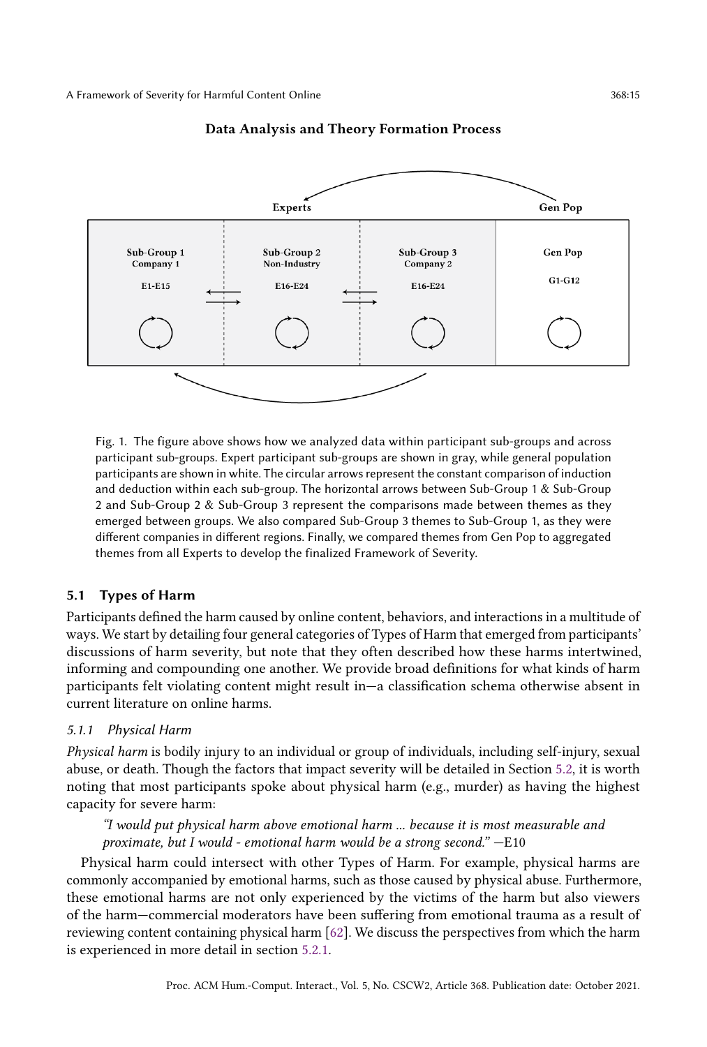**Data Analysis and Theory Formation Process**

| Experts | | | Gen Pop |
|---|---|---|---|
| Sub-Group 1<br>Company 1<br>E1-E15 | Sub-Group 2<br>Non-Industry<br>E16-E24 | Sub-Group 3<br>Company 2<br>E16-E24 | Gen Pop<br>G1-G12 |

Fig. 1. The figure above shows how we analyzed data within participant sub-groups and across participant sub-groups. Expert participant sub-groups are shown in gray, while general population participants are shown in white. The circular arrows represent the constant comparison of induction and deduction within each sub-group. The horizontal arrows between Sub-Group 1 & Sub-Group 2 and Sub-Group 2 & Sub-Group 3 represent the comparisons made between themes as they emerged between groups. We also compared Sub-Group 3 themes to Sub-Group 1, as they were different companies in different regions. Finally, we compared themes from Gen Pop to aggregated themes from all Experts to develop the finalized Framework of Severity.

### 5.1 Types of Harm

Participants defined the harm caused by online content, behaviors, and interactions in a multitude of ways. We start by detailing four general categories of Types of Harm that emerged from participants' discussions of harm severity, but note that they often described how these harms intertwined, informing and compounding one another. We provide broad definitions for what kinds of harm participants felt violating content might result in—a classification schema otherwise absent in current literature on online harms.

#### 5.1.1 Physical Harm

*Physical harm* is bodily injury to an individual or group of individuals, including self-injury, sexual abuse, or death. Though the factors that impact severity will be detailed in Section 5.2, it is worth noting that most participants spoke about physical harm (e.g., murder) as having the highest capacity for severe harm:

> *"I would put physical harm above emotional harm ... because it is most measurable and proximate, but I would - emotional harm would be a strong second."* —E10

Physical harm could intersect with other Types of Harm. For example, physical harms are commonly accompanied by emotional harms, such as those caused by physical abuse. Furthermore, these emotional harms are not only experienced by the victims of the harm but also viewers of the harm—commercial moderators have been suffering from emotional trauma as a result of reviewing content containing physical harm [62]. We discuss the perspectives from which the harm is experienced in more detail in section 5.2.1.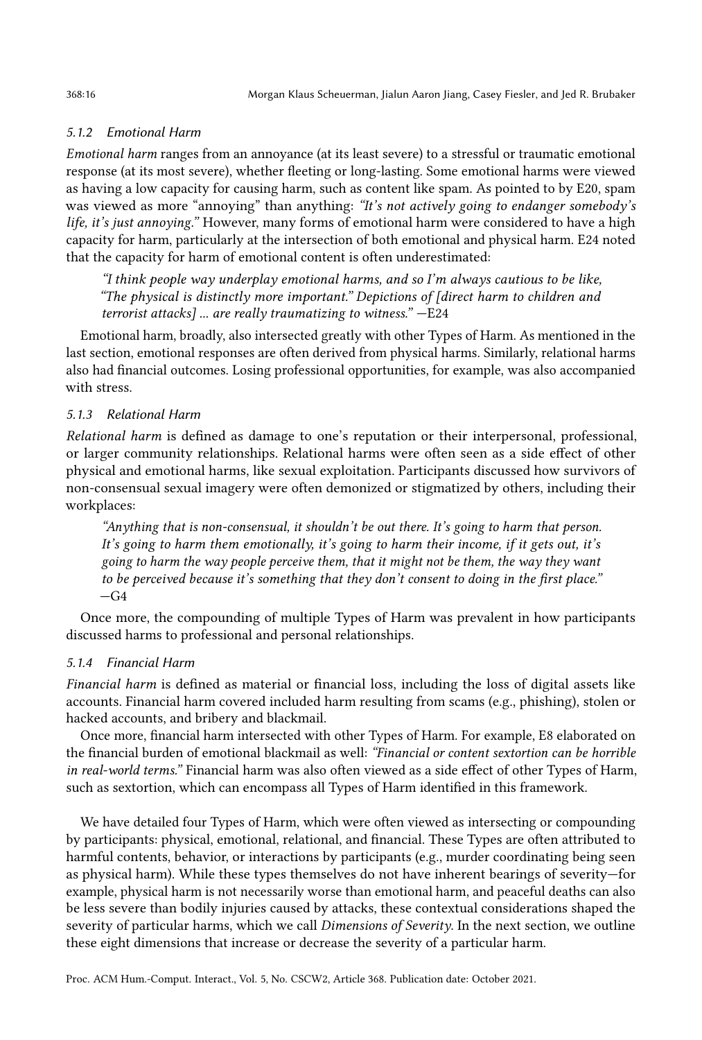#### 5.1.2 Emotional Harm

*Emotional harm* ranges from an annoyance (at its least severe) to a stressful or traumatic emotional response (at its most severe), whether fleeting or long-lasting. Some emotional harms were viewed as having a low capacity for causing harm, such as content like spam. As pointed to by E20, spam was viewed as more "annoying" than anything: *"It's not actively going to endanger somebody's life, it's just annoying."* However, many forms of emotional harm were considered to have a high capacity for harm, particularly at the intersection of both emotional and physical harm. E24 noted that the capacity for harm of emotional content is often underestimated:

> *"I think people way underplay emotional harms, and so I'm always cautious to be like, "The physical is distinctly more important." Depictions of [direct harm to children and terrorist attacks] ... are really traumatizing to witness."* —E24

Emotional harm, broadly, also intersected greatly with other Types of Harm. As mentioned in the last section, emotional responses are often derived from physical harms. Similarly, relational harms also had financial outcomes. Losing professional opportunities, for example, was also accompanied with stress.

#### 5.1.3 Relational Harm

*Relational harm* is defined as damage to one's reputation or their interpersonal, professional, or larger community relationships. Relational harms were often seen as a side effect of other physical and emotional harms, like sexual exploitation. Participants discussed how survivors of non-consensual sexual imagery were often demonized or stigmatized by others, including their workplaces:

> *"Anything that is non-consensual, it shouldn't be out there. It's going to harm that person. It's going to harm them emotionally, it's going to harm their income, if it gets out, it's going to harm the way people perceive them, that it might not be them, the way they want to be perceived because it's something that they don't consent to doing in the first place."* —G4

Once more, the compounding of multiple Types of Harm was prevalent in how participants discussed harms to professional and personal relationships.

#### 5.1.4 Financial Harm

*Financial harm* is defined as material or financial loss, including the loss of digital assets like accounts. Financial harm covered included harm resulting from scams (e.g., phishing), stolen or hacked accounts, and bribery and blackmail.

Once more, financial harm intersected with other Types of Harm. For example, E8 elaborated on the financial burden of emotional blackmail as well: *"Financial or content sextortion can be horrible in real-world terms."* Financial harm was also often viewed as a side effect of other Types of Harm, such as sextortion, which can encompass all Types of Harm identified in this framework.

We have detailed four Types of Harm, which were often viewed as intersecting or compounding by participants: physical, emotional, relational, and financial. These Types are often attributed to harmful contents, behavior, or interactions by participants (e.g., murder coordinating being seen as physical harm). While these types themselves do not have inherent bearings of severity—for example, physical harm is not necessarily worse than emotional harm, and peaceful deaths can also be less severe than bodily injuries caused by attacks, these contextual considerations shaped the severity of particular harms, which we call *Dimensions of Severity*. In the next section, we outline these eight dimensions that increase or decrease the severity of a particular harm.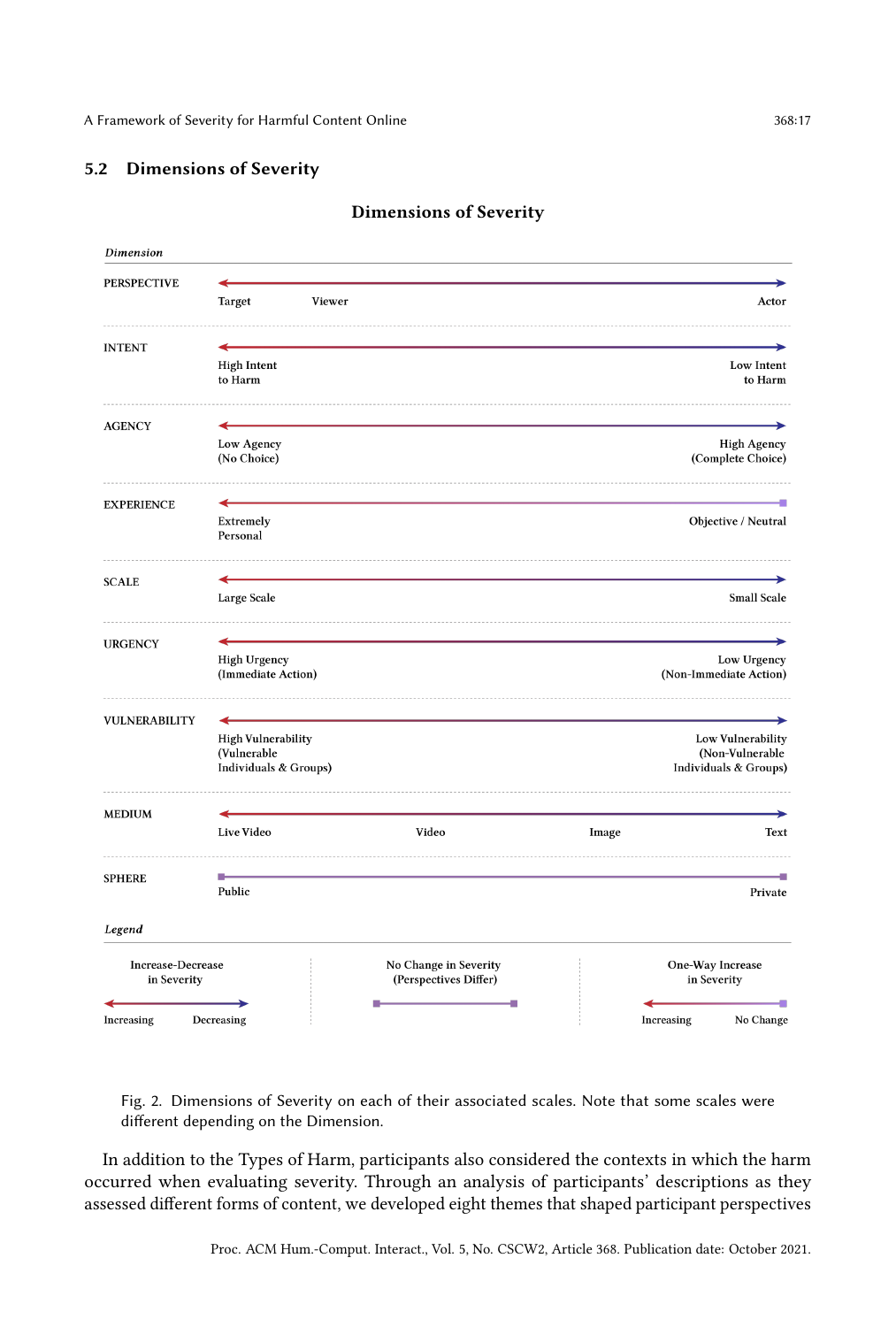## 5.2 Dimensions of Severity

**Dimensions of Severity**

| *Dimension* | | |
|---|---|---|
| PERSPECTIVE | Target — Viewer | Actor |
| INTENT | High Intent to Harm | Low Intent to Harm |
| AGENCY | Low Agency (No Choice) | High Agency (Complete Choice) |
| EXPERIENCE | Extremely Personal | Objective / Neutral |
| SCALE | Large Scale | Small Scale |
| URGENCY | High Urgency (Immediate Action) | Low Urgency (Non-Immediate Action) |
| VULNERABILITY | High Vulnerability (Vulnerable Individuals & Groups) | Low Vulnerability (Non-Vulnerable Individuals & Groups) |
| MEDIUM | Live Video — Video — Image | Text |
| SPHERE | Public | Private |

*Legend*

| Increase-Decrease in Severity | No Change in Severity (Perspectives Differ) | One-Way Increase in Severity |
|---|---|---|
| Increasing — Decreasing | | Increasing — No Change |

Fig. 2. Dimensions of Severity on each of their associated scales. Note that some scales were different depending on the Dimension.

In addition to the Types of Harm, participants also considered the contexts in which the harm occurred when evaluating severity. Through an analysis of participants' descriptions as they assessed different forms of content, we developed eight themes that shaped participant perspectives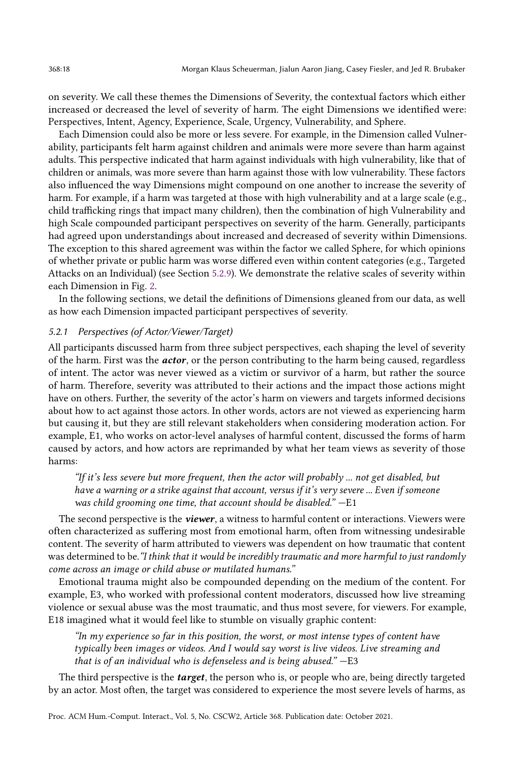on severity. We call these themes the Dimensions of Severity, the contextual factors which either increased or decreased the level of severity of harm. The eight Dimensions we identified were: Perspectives, Intent, Agency, Experience, Scale, Urgency, Vulnerability, and Sphere.

Each Dimension could also be more or less severe. For example, in the Dimension called Vulnerability, participants felt harm against children and animals were more severe than harm against adults. This perspective indicated that harm against individuals with high vulnerability, like that of children or animals, was more severe than harm against those with low vulnerability. These factors also influenced the way Dimensions might compound on one another to increase the severity of harm. For example, if a harm was targeted at those with high vulnerability and at a large scale (e.g., child trafficking rings that impact many children), then the combination of high Vulnerability and high Scale compounded participant perspectives on severity of the harm. Generally, participants had agreed upon understandings about increased and decreased of severity within Dimensions. The exception to this shared agreement was within the factor we called Sphere, for which opinions of whether private or public harm was worse differed even within content categories (e.g., Targeted Attacks on an Individual) (see Section 5.2.9). We demonstrate the relative scales of severity within each Dimension in Fig. 2.

In the following sections, we detail the definitions of Dimensions gleaned from our data, as well as how each Dimension impacted participant perspectives of severity.

### 5.2.1 Perspectives (of Actor/Viewer/Target)

All participants discussed harm from three subject perspectives, each shaping the level of severity of the harm. First was the ***actor***, or the person contributing to the harm being caused, regardless of intent. The actor was never viewed as a victim or survivor of a harm, but rather the source of harm. Therefore, severity was attributed to their actions and the impact those actions might have on others. Further, the severity of the actor's harm on viewers and targets informed decisions about how to act against those actors. In other words, actors are not viewed as experiencing harm but causing it, but they are still relevant stakeholders when considering moderation action. For example, E1, who works on actor-level analyses of harmful content, discussed the forms of harm caused by actors, and how actors are reprimanded by what her team views as severity of those harms:

> *"If it's less severe but more frequent, then the actor will probably ... not get disabled, but have a warning or a strike against that account, versus if it's very severe ... Even if someone was child grooming one time, that account should be disabled."* —E1

The second perspective is the ***viewer***, a witness to harmful content or interactions. Viewers were often characterized as suffering most from emotional harm, often from witnessing undesirable content. The severity of harm attributed to viewers was dependent on how traumatic that content was determined to be.*"I think that it would be incredibly traumatic and more harmful to just randomly come across an image or child abuse or mutilated humans."*

Emotional trauma might also be compounded depending on the medium of the content. For example, E3, who worked with professional content moderators, discussed how live streaming violence or sexual abuse was the most traumatic, and thus most severe, for viewers. For example, E18 imagined what it would feel like to stumble on visually graphic content:

> *"In my experience so far in this position, the worst, or most intense types of content have typically been images or videos. And I would say worst is live videos. Live streaming and that is of an individual who is defenseless and is being abused."* —E3

The third perspective is the ***target***, the person who is, or people who are, being directly targeted by an actor. Most often, the target was considered to experience the most severe levels of harms, as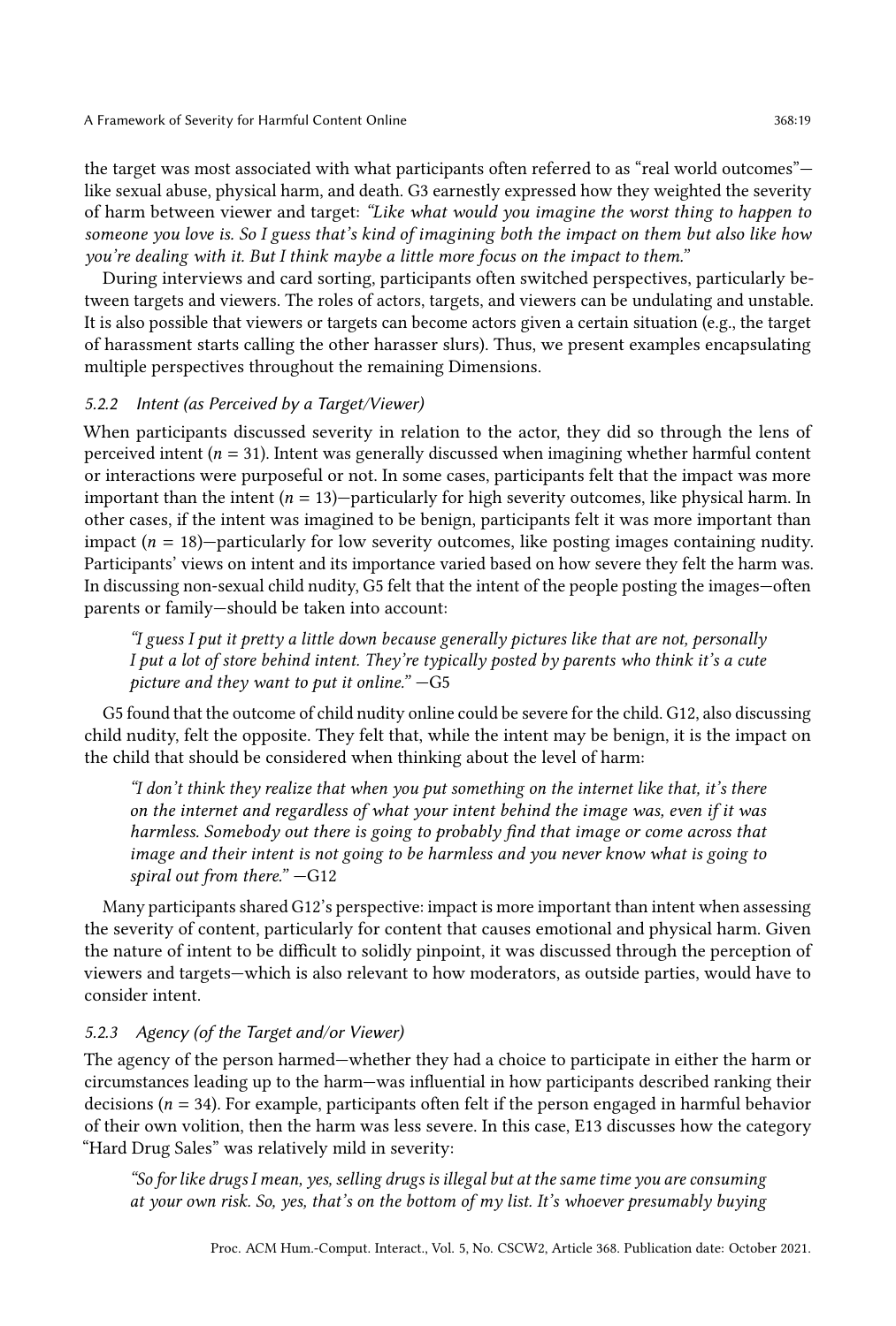the target was most associated with what participants often referred to as "real world outcomes"—like sexual abuse, physical harm, and death. G3 earnestly expressed how they weighted the severity of harm between viewer and target: *"Like what would you imagine the worst thing to happen to someone you love is. So I guess that's kind of imagining both the impact on them but also like how you're dealing with it. But I think maybe a little more focus on the impact to them."*

During interviews and card sorting, participants often switched perspectives, particularly between targets and viewers. The roles of actors, targets, and viewers can be undulating and unstable. It is also possible that viewers or targets can become actors given a certain situation (e.g., the target of harassment starts calling the other harasser slurs). Thus, we present examples encapsulating multiple perspectives throughout the remaining Dimensions.

### 5.2.2 Intent (as Perceived by a Target/Viewer)

When participants discussed severity in relation to the actor, they did so through the lens of perceived intent ($n = 31$). Intent was generally discussed when imagining whether harmful content or interactions were purposeful or not. In some cases, participants felt that the impact was more important than the intent ($n = 13$)—particularly for high severity outcomes, like physical harm. In other cases, if the intent was imagined to be benign, participants felt it was more important than impact ($n = 18$)—particularly for low severity outcomes, like posting images containing nudity. Participants' views on intent and its importance varied based on how severe they felt the harm was. In discussing non-sexual child nudity, G5 felt that the intent of the people posting the images—often parents or family—should be taken into account:

> *"I guess I put it pretty a little down because generally pictures like that are not, personally I put a lot of store behind intent. They're typically posted by parents who think it's a cute picture and they want to put it online."* —G5

G5 found that the outcome of child nudity online could be severe for the child. G12, also discussing child nudity, felt the opposite. They felt that, while the intent may be benign, it is the impact on the child that should be considered when thinking about the level of harm:

> *"I don't think they realize that when you put something on the internet like that, it's there on the internet and regardless of what your intent behind the image was, even if it was harmless. Somebody out there is going to probably find that image or come across that image and their intent is not going to be harmless and you never know what is going to spiral out from there."* —G12

Many participants shared G12's perspective: impact is more important than intent when assessing the severity of content, particularly for content that causes emotional and physical harm. Given the nature of intent to be difficult to solidly pinpoint, it was discussed through the perception of viewers and targets—which is also relevant to how moderators, as outside parties, would have to consider intent.

### 5.2.3 Agency (of the Target and/or Viewer)

The agency of the person harmed—whether they had a choice to participate in either the harm or circumstances leading up to the harm—was influential in how participants described ranking their decisions ($n = 34$). For example, participants often felt if the person engaged in harmful behavior of their own volition, then the harm was less severe. In this case, E13 discusses how the category "Hard Drug Sales" was relatively mild in severity:

> *"So for like drugs I mean, yes, selling drugs is illegal but at the same time you are consuming at your own risk. So, yes, that's on the bottom of my list. It's whoever presumably buying*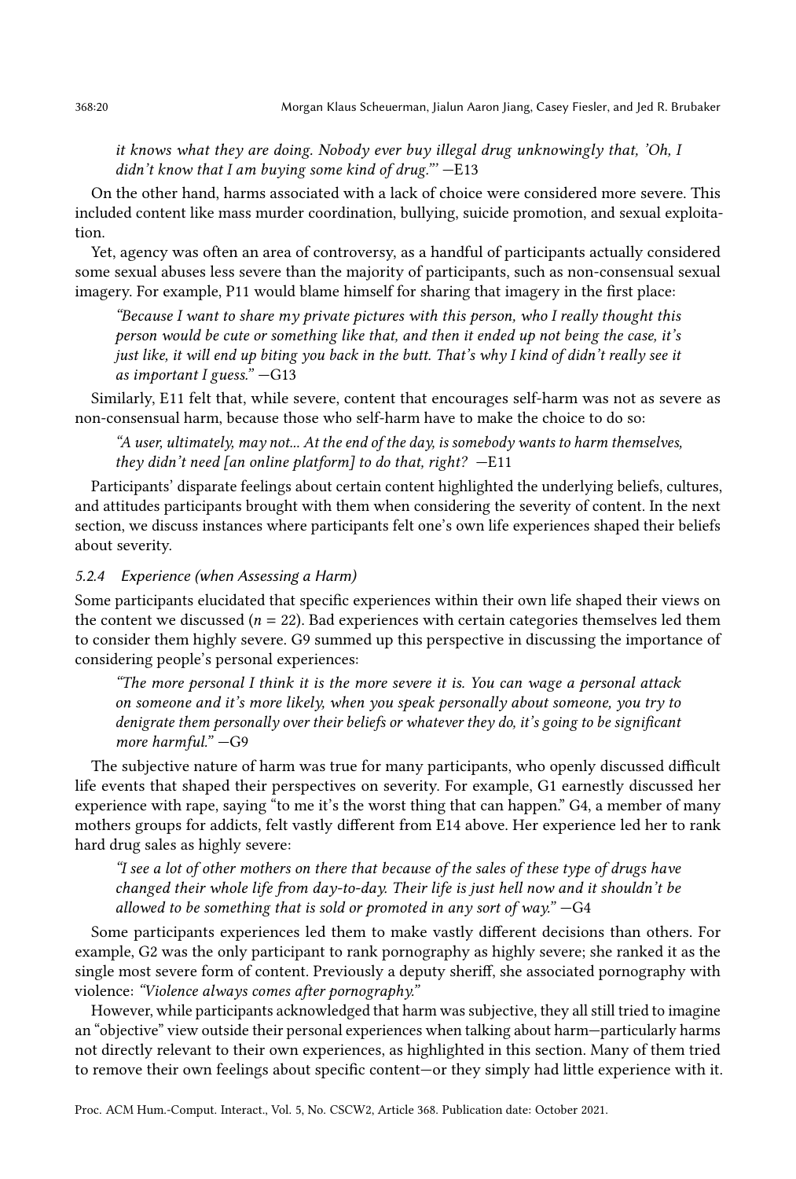*it knows what they are doing. Nobody ever buy illegal drug unknowingly that, 'Oh, I didn't know that I am buying some kind of drug."'* —E13

On the other hand, harms associated with a lack of choice were considered more severe. This included content like mass murder coordination, bullying, suicide promotion, and sexual exploitation.

Yet, agency was often an area of controversy, as a handful of participants actually considered some sexual abuses less severe than the majority of participants, such as non-consensual sexual imagery. For example, P11 would blame himself for sharing that imagery in the first place:

> *"Because I want to share my private pictures with this person, who I really thought this person would be cute or something like that, and then it ended up not being the case, it's just like, it will end up biting you back in the butt. That's why I kind of didn't really see it as important I guess."* —G13

Similarly, E11 felt that, while severe, content that encourages self-harm was not as severe as non-consensual harm, because those who self-harm have to make the choice to do so:

> *"A user, ultimately, may not... At the end of the day, is somebody wants to harm themselves, they didn't need [an online platform] to do that, right?* —E11

Participants' disparate feelings about certain content highlighted the underlying beliefs, cultures, and attitudes participants brought with them when considering the severity of content. In the next section, we discuss instances where participants felt one's own life experiences shaped their beliefs about severity.

#### 5.2.4 Experience (when Assessing a Harm)

Some participants elucidated that specific experiences within their own life shaped their views on the content we discussed ($n = 22$). Bad experiences with certain categories themselves led them to consider them highly severe. G9 summed up this perspective in discussing the importance of considering people's personal experiences:

> *"The more personal I think it is the more severe it is. You can wage a personal attack on someone and it's more likely, when you speak personally about someone, you try to denigrate them personally over their beliefs or whatever they do, it's going to be significant more harmful."* —G9

The subjective nature of harm was true for many participants, who openly discussed difficult life events that shaped their perspectives on severity. For example, G1 earnestly discussed her experience with rape, saying "to me it's the worst thing that can happen." G4, a member of many mothers groups for addicts, felt vastly different from E14 above. Her experience led her to rank hard drug sales as highly severe:

> *"I see a lot of other mothers on there that because of the sales of these type of drugs have changed their whole life from day-to-day. Their life is just hell now and it shouldn't be allowed to be something that is sold or promoted in any sort of way."* —G4

Some participants experiences led them to make vastly different decisions than others. For example, G2 was the only participant to rank pornography as highly severe; she ranked it as the single most severe form of content. Previously a deputy sheriff, she associated pornography with violence: *"Violence always comes after pornography."*

However, while participants acknowledged that harm was subjective, they all still tried to imagine an "objective" view outside their personal experiences when talking about harm—particularly harms not directly relevant to their own experiences, as highlighted in this section. Many of them tried to remove their own feelings about specific content—or they simply had little experience with it.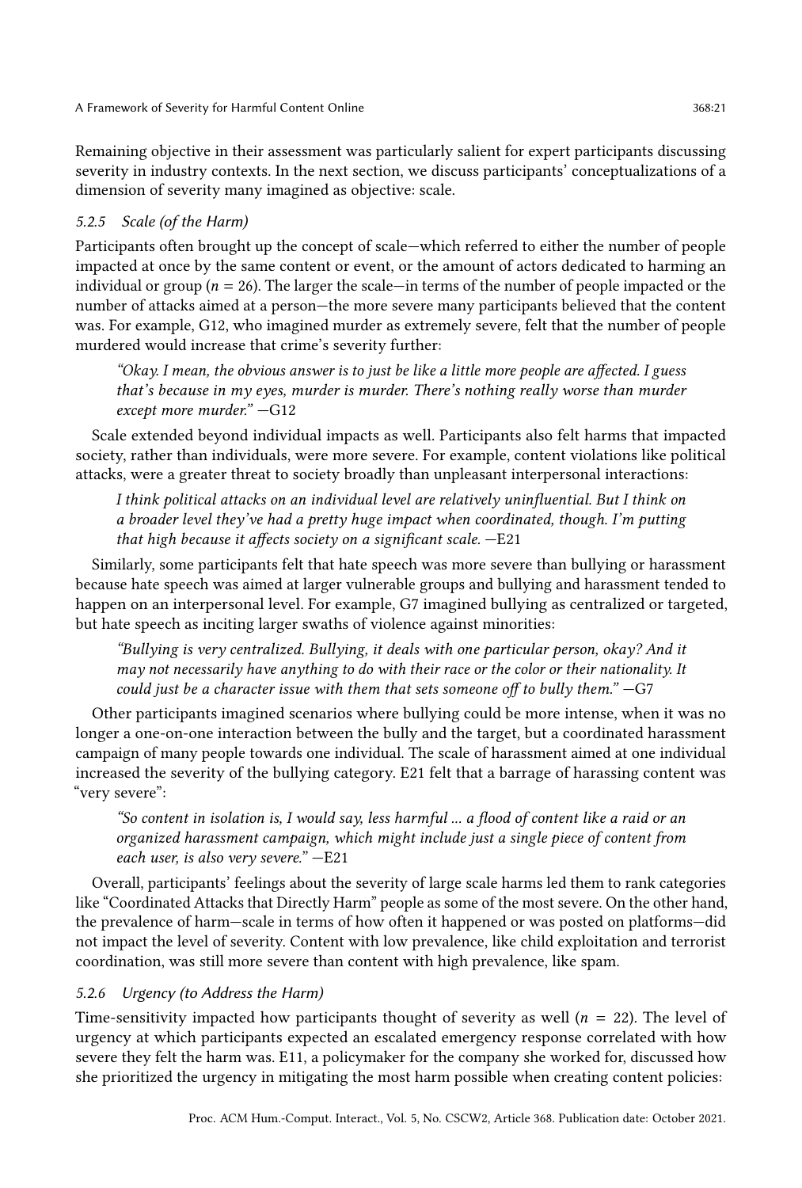Remaining objective in their assessment was particularly salient for expert participants discussing severity in industry contexts. In the next section, we discuss participants' conceptualizations of a dimension of severity many imagined as objective: scale.

#### 5.2.5 Scale (of the Harm)

Participants often brought up the concept of scale—which referred to either the number of people impacted at once by the same content or event, or the amount of actors dedicated to harming an individual or group ($n = 26$). The larger the scale—in terms of the number of people impacted or the number of attacks aimed at a person—the more severe many participants believed that the content was. For example, G12, who imagined murder as extremely severe, felt that the number of people murdered would increase that crime's severity further:

> *"Okay. I mean, the obvious answer is to just be like a little more people are affected. I guess that's because in my eyes, murder is murder. There's nothing really worse than murder except more murder."* —G12

Scale extended beyond individual impacts as well. Participants also felt harms that impacted society, rather than individuals, were more severe. For example, content violations like political attacks, were a greater threat to society broadly than unpleasant interpersonal interactions:

> *I think political attacks on an individual level are relatively uninfluential. But I think on a broader level they've had a pretty huge impact when coordinated, though. I'm putting that high because it affects society on a significant scale.* —E21

Similarly, some participants felt that hate speech was more severe than bullying or harassment because hate speech was aimed at larger vulnerable groups and bullying and harassment tended to happen on an interpersonal level. For example, G7 imagined bullying as centralized or targeted, but hate speech as inciting larger swaths of violence against minorities:

> *"Bullying is very centralized. Bullying, it deals with one particular person, okay? And it may not necessarily have anything to do with their race or the color or their nationality. It could just be a character issue with them that sets someone off to bully them."* —G7

Other participants imagined scenarios where bullying could be more intense, when it was no longer a one-on-one interaction between the bully and the target, but a coordinated harassment campaign of many people towards one individual. The scale of harassment aimed at one individual increased the severity of the bullying category. E21 felt that a barrage of harassing content was "very severe":

> *"So content in isolation is, I would say, less harmful ... a flood of content like a raid or an organized harassment campaign, which might include just a single piece of content from each user, is also very severe."* —E21

Overall, participants' feelings about the severity of large scale harms led them to rank categories like "Coordinated Attacks that Directly Harm" people as some of the most severe. On the other hand, the prevalence of harm—scale in terms of how often it happened or was posted on platforms—did not impact the level of severity. Content with low prevalence, like child exploitation and terrorist coordination, was still more severe than content with high prevalence, like spam.

#### 5.2.6 Urgency (to Address the Harm)

Time-sensitivity impacted how participants thought of severity as well ($n = 22$). The level of urgency at which participants expected an escalated emergency response correlated with how severe they felt the harm was. E11, a policymaker for the company she worked for, discussed how she prioritized the urgency in mitigating the most harm possible when creating content policies: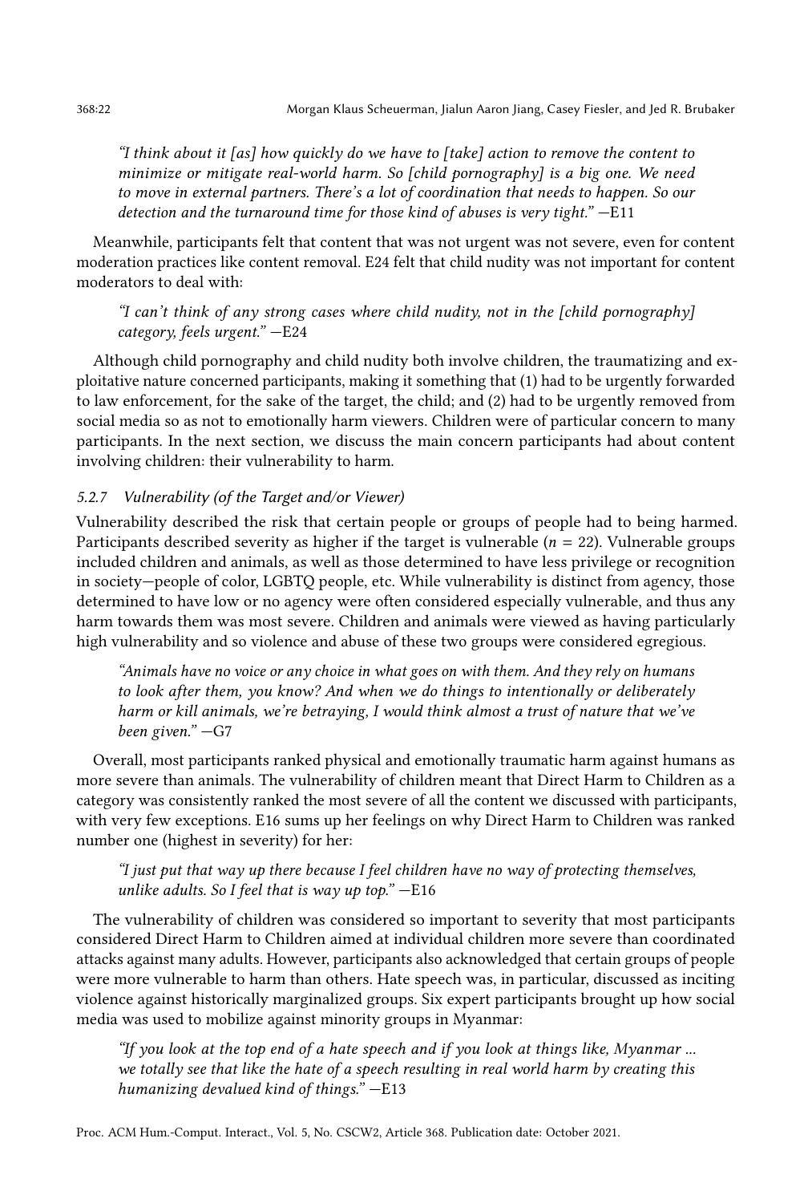> "I think about it [as] how quickly do we have to [take] action to remove the content to minimize or mitigate real-world harm. So [child pornography] is a big one. We need to move in external partners. There's a lot of coordination that needs to happen. So our detection and the turnaround time for those kind of abuses is very tight." —E11

Meanwhile, participants felt that content that was not urgent was not severe, even for content moderation practices like content removal. E24 felt that child nudity was not important for content moderators to deal with:

> "I can't think of any strong cases where child nudity, not in the [child pornography] category, feels urgent." —E24

Although child pornography and child nudity both involve children, the traumatizing and exploitative nature concerned participants, making it something that (1) had to be urgently forwarded to law enforcement, for the sake of the target, the child; and (2) had to be urgently removed from social media so as not to emotionally harm viewers. Children were of particular concern to many participants. In the next section, we discuss the main concern participants had about content involving children: their vulnerability to harm.

#### 5.2.7 Vulnerability (of the Target and/or Viewer)

Vulnerability described the risk that certain people or groups of people had to being harmed. Participants described severity as higher if the target is vulnerable ($n = 22$). Vulnerable groups included children and animals, as well as those determined to have less privilege or recognition in society—people of color, LGBTQ people, etc. While vulnerability is distinct from agency, those determined to have low or no agency were often considered especially vulnerable, and thus any harm towards them was most severe. Children and animals were viewed as having particularly high vulnerability and so violence and abuse of these two groups were considered egregious.

> "Animals have no voice or any choice in what goes on with them. And they rely on humans to look after them, you know? And when we do things to intentionally or deliberately harm or kill animals, we're betraying, I would think almost a trust of nature that we've been given." —G7

Overall, most participants ranked physical and emotionally traumatic harm against humans as more severe than animals. The vulnerability of children meant that Direct Harm to Children as a category was consistently ranked the most severe of all the content we discussed with participants, with very few exceptions. E16 sums up her feelings on why Direct Harm to Children was ranked number one (highest in severity) for her:

> "I just put that way up there because I feel children have no way of protecting themselves, unlike adults. So I feel that is way up top." —E16

The vulnerability of children was considered so important to severity that most participants considered Direct Harm to Children aimed at individual children more severe than coordinated attacks against many adults. However, participants also acknowledged that certain groups of people were more vulnerable to harm than others. Hate speech was, in particular, discussed as inciting violence against historically marginalized groups. Six expert participants brought up how social media was used to mobilize against minority groups in Myanmar:

> "If you look at the top end of a hate speech and if you look at things like, Myanmar ... we totally see that like the hate of a speech resulting in real world harm by creating this humanizing devalued kind of things." —E13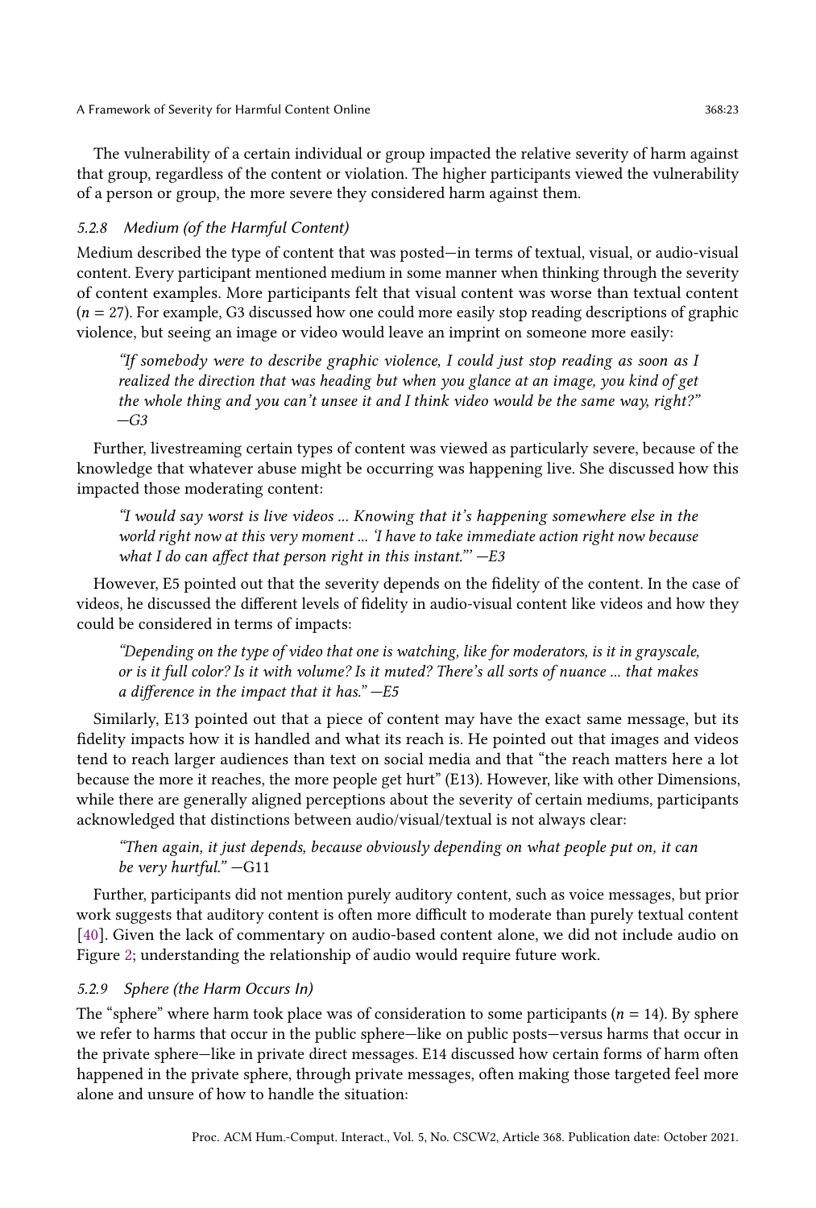The vulnerability of a certain individual or group impacted the relative severity of harm against that group, regardless of the content or violation. The higher participants viewed the vulnerability of a person or group, the more severe they considered harm against them.

#### 5.2.8 Medium (of the Harmful Content)

Medium described the type of content that was posted—in terms of textual, visual, or audio-visual content. Every participant mentioned medium in some manner when thinking through the severity of content examples. More participants felt that visual content was worse than textual content ($n = 27$). For example, G3 discussed how one could more easily stop reading descriptions of graphic violence, but seeing an image or video would leave an imprint on someone more easily:

> *"If somebody were to describe graphic violence, I could just stop reading as soon as I realized the direction that was heading but when you glance at an image, you kind of get the whole thing and you can't unsee it and I think video would be the same way, right?"* —*G3*

Further, livestreaming certain types of content was viewed as particularly severe, because of the knowledge that whatever abuse might be occurring was happening live. She discussed how this impacted those moderating content:

> *"I would say worst is live videos ... Knowing that it's happening somewhere else in the world right now at this very moment ... 'I have to take immediate action right now because what I do can affect that person right in this instant.'"* —*E3*

However, E5 pointed out that the severity depends on the fidelity of the content. In the case of videos, he discussed the different levels of fidelity in audio-visual content like videos and how they could be considered in terms of impacts:

> *"Depending on the type of video that one is watching, like for moderators, is it in grayscale, or is it full color? Is it with volume? Is it muted? There's all sorts of nuance ... that makes a difference in the impact that it has."* —*E5*

Similarly, E13 pointed out that a piece of content may have the exact same message, but its fidelity impacts how it is handled and what its reach is. He pointed out that images and videos tend to reach larger audiences than text on social media and that "the reach matters here a lot because the more it reaches, the more people get hurt" (E13). However, like with other Dimensions, while there are generally aligned perceptions about the severity of certain mediums, participants acknowledged that distinctions between audio/visual/textual is not always clear:

> *"Then again, it just depends, because obviously depending on what people put on, it can be very hurtful."* —G11

Further, participants did not mention purely auditory content, such as voice messages, but prior work suggests that auditory content is often more difficult to moderate than purely textual content [40]. Given the lack of commentary on audio-based content alone, we did not include audio on Figure 2; understanding the relationship of audio would require future work.

#### 5.2.9 Sphere (the Harm Occurs In)

The "sphere" where harm took place was of consideration to some participants ($n = 14$). By sphere we refer to harms that occur in the public sphere—like on public posts—versus harms that occur in the private sphere—like in private direct messages. E14 discussed how certain forms of harm often happened in the private sphere, through private messages, often making those targeted feel more alone and unsure of how to handle the situation: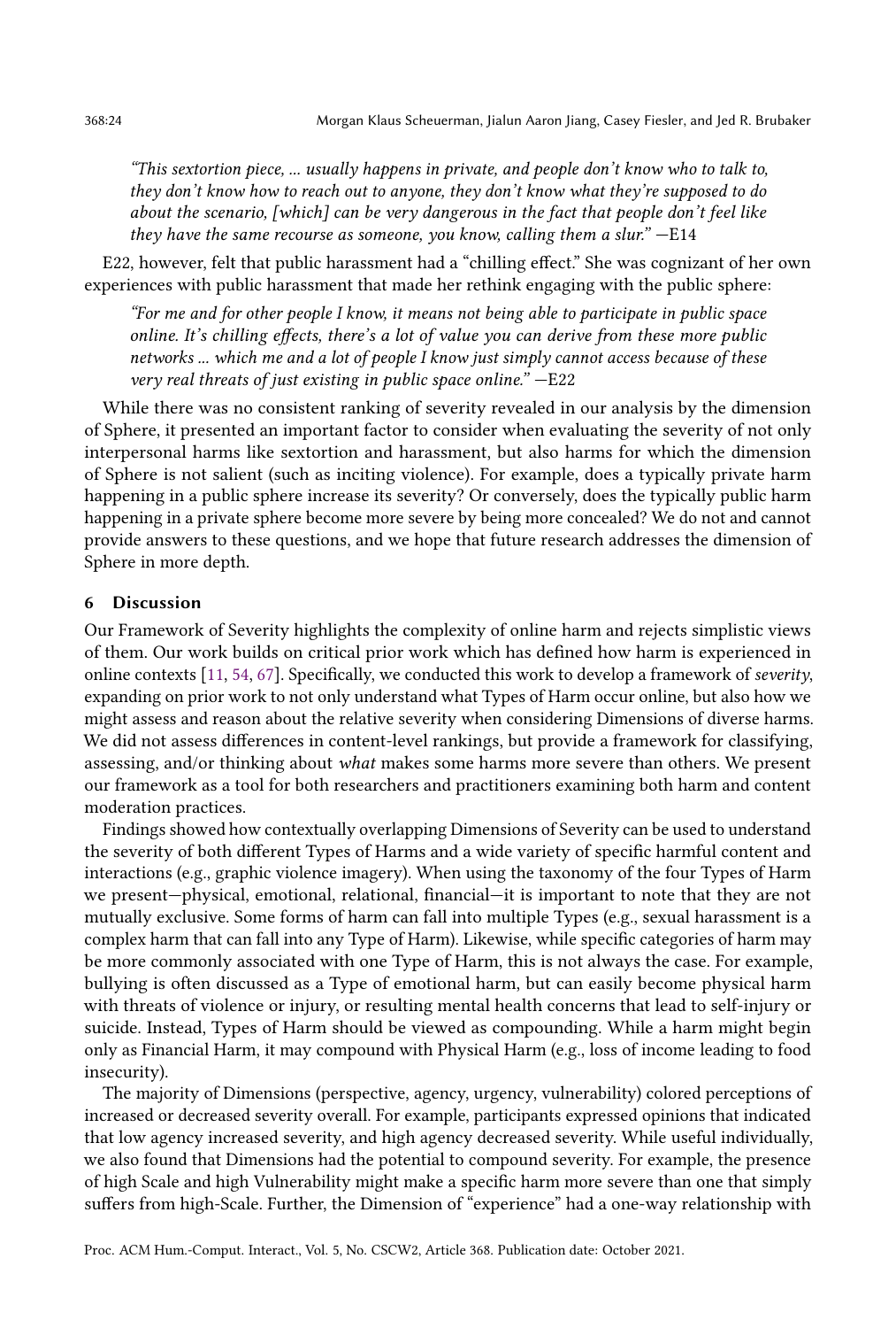*"This sextortion piece, ... usually happens in private, and people don't know who to talk to, they don't know how to reach out to anyone, they don't know what they're supposed to do about the scenario, [which] can be very dangerous in the fact that people don't feel like they have the same recourse as someone, you know, calling them a slur."* —E14

E22, however, felt that public harassment had a "chilling effect." She was cognizant of her own experiences with public harassment that made her rethink engaging with the public sphere:

*"For me and for other people I know, it means not being able to participate in public space online. It's chilling effects, there's a lot of value you can derive from these more public networks ... which me and a lot of people I know just simply cannot access because of these very real threats of just existing in public space online."* —E22

While there was no consistent ranking of severity revealed in our analysis by the dimension of Sphere, it presented an important factor to consider when evaluating the severity of not only interpersonal harms like sextortion and harassment, but also harms for which the dimension of Sphere is not salient (such as inciting violence). For example, does a typically private harm happening in a public sphere increase its severity? Or conversely, does the typically public harm happening in a private sphere become more severe by being more concealed? We do not and cannot provide answers to these questions, and we hope that future research addresses the dimension of Sphere in more depth.

## 6 Discussion

Our Framework of Severity highlights the complexity of online harm and rejects simplistic views of them. Our work builds on critical prior work which has defined how harm is experienced in online contexts [11, 54, 67]. Specifically, we conducted this work to develop a framework of *severity*, expanding on prior work to not only understand what Types of Harm occur online, but also how we might assess and reason about the relative severity when considering Dimensions of diverse harms. We did not assess differences in content-level rankings, but provide a framework for classifying, assessing, and/or thinking about *what* makes some harms more severe than others. We present our framework as a tool for both researchers and practitioners examining both harm and content moderation practices.

Findings showed how contextually overlapping Dimensions of Severity can be used to understand the severity of both different Types of Harms and a wide variety of specific harmful content and interactions (e.g., graphic violence imagery). When using the taxonomy of the four Types of Harm we present—physical, emotional, relational, financial—it is important to note that they are not mutually exclusive. Some forms of harm can fall into multiple Types (e.g., sexual harassment is a complex harm that can fall into any Type of Harm). Likewise, while specific categories of harm may be more commonly associated with one Type of Harm, this is not always the case. For example, bullying is often discussed as a Type of emotional harm, but can easily become physical harm with threats of violence or injury, or resulting mental health concerns that lead to self-injury or suicide. Instead, Types of Harm should be viewed as compounding. While a harm might begin only as Financial Harm, it may compound with Physical Harm (e.g., loss of income leading to food insecurity).

The majority of Dimensions (perspective, agency, urgency, vulnerability) colored perceptions of increased or decreased severity overall. For example, participants expressed opinions that indicated that low agency increased severity, and high agency decreased severity. While useful individually, we also found that Dimensions had the potential to compound severity. For example, the presence of high Scale and high Vulnerability might make a specific harm more severe than one that simply suffers from high-Scale. Further, the Dimension of "experience" had a one-way relationship with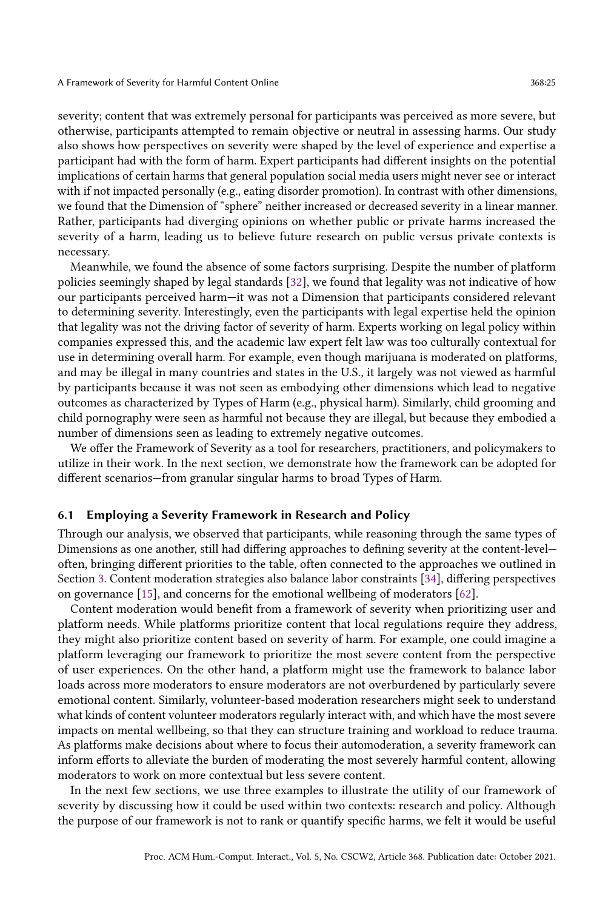severity; content that was extremely personal for participants was perceived as more severe, but otherwise, participants attempted to remain objective or neutral in assessing harms. Our study also shows how perspectives on severity were shaped by the level of experience and expertise a participant had with the form of harm. Expert participants had different insights on the potential implications of certain harms that general population social media users might never see or interact with if not impacted personally (e.g., eating disorder promotion). In contrast with other dimensions, we found that the Dimension of "sphere" neither increased or decreased severity in a linear manner. Rather, participants had diverging opinions on whether public or private harms increased the severity of a harm, leading us to believe future research on public versus private contexts is necessary.

Meanwhile, we found the absence of some factors surprising. Despite the number of platform policies seemingly shaped by legal standards [32], we found that legality was not indicative of how our participants perceived harm—it was not a Dimension that participants considered relevant to determining severity. Interestingly, even the participants with legal expertise held the opinion that legality was not the driving factor of severity of harm. Experts working on legal policy within companies expressed this, and the academic law expert felt law was too culturally contextual for use in determining overall harm. For example, even though marijuana is moderated on platforms, and may be illegal in many countries and states in the U.S., it largely was not viewed as harmful by participants because it was not seen as embodying other dimensions which lead to negative outcomes as characterized by Types of Harm (e.g., physical harm). Similarly, child grooming and child pornography were seen as harmful not because they are illegal, but because they embodied a number of dimensions seen as leading to extremely negative outcomes.

We offer the Framework of Severity as a tool for researchers, practitioners, and policymakers to utilize in their work. In the next section, we demonstrate how the framework can be adopted for different scenarios—from granular singular harms to broad Types of Harm.

### 6.1 Employing a Severity Framework in Research and Policy

Through our analysis, we observed that participants, while reasoning through the same types of Dimensions as one another, still had differing approaches to defining severity at the content-level—often, bringing different priorities to the table, often connected to the approaches we outlined in Section 3. Content moderation strategies also balance labor constraints [34], differing perspectives on governance [15], and concerns for the emotional wellbeing of moderators [62].

Content moderation would benefit from a framework of severity when prioritizing user and platform needs. While platforms prioritize content that local regulations require they address, they might also prioritize content based on severity of harm. For example, one could imagine a platform leveraging our framework to prioritize the most severe content from the perspective of user experiences. On the other hand, a platform might use the framework to balance labor loads across more moderators to ensure moderators are not overburdened by particularly severe emotional content. Similarly, volunteer-based moderation researchers might seek to understand what kinds of content volunteer moderators regularly interact with, and which have the most severe impacts on mental wellbeing, so that they can structure training and workload to reduce trauma. As platforms make decisions about where to focus their automoderation, a severity framework can inform efforts to alleviate the burden of moderating the most severely harmful content, allowing moderators to work on more contextual but less severe content.

In the next few sections, we use three examples to illustrate the utility of our framework of severity by discussing how it could be used within two contexts: research and policy. Although the purpose of our framework is not to rank or quantify specific harms, we felt it would be useful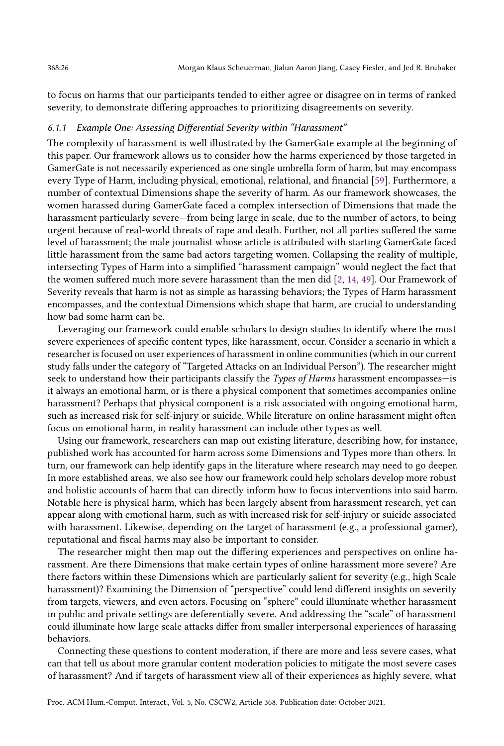to focus on harms that our participants tended to either agree or disagree on in terms of ranked severity, to demonstrate differing approaches to prioritizing disagreements on severity.

#### 6.1.1 Example One: Assessing Differential Severity within "Harassment"

The complexity of harassment is well illustrated by the GamerGate example at the beginning of this paper. Our framework allows us to consider how the harms experienced by those targeted in GamerGate is not necessarily experienced as one single umbrella form of harm, but may encompass every Type of Harm, including physical, emotional, relational, and financial [59]. Furthermore, a number of contextual Dimensions shape the severity of harm. As our framework showcases, the women harassed during GamerGate faced a complex intersection of Dimensions that made the harassment particularly severe—from being large in scale, due to the number of actors, to being urgent because of real-world threats of rape and death. Further, not all parties suffered the same level of harassment; the male journalist whose article is attributed with starting GamerGate faced little harassment from the same bad actors targeting women. Collapsing the reality of multiple, intersecting Types of Harm into a simplified "harassment campaign" would neglect the fact that the women suffered much more severe harassment than the men did [2, 14, 49]. Our Framework of Severity reveals that harm is not as simple as harassing behaviors; the Types of Harm harassment encompasses, and the contextual Dimensions which shape that harm, are crucial to understanding how bad some harm can be.

Leveraging our framework could enable scholars to design studies to identify where the most severe experiences of specific content types, like harassment, occur. Consider a scenario in which a researcher is focused on user experiences of harassment in online communities (which in our current study falls under the category of "Targeted Attacks on an Individual Person"). The researcher might seek to understand how their participants classify the *Types of Harms* harassment encompasses—is it always an emotional harm, or is there a physical component that sometimes accompanies online harassment? Perhaps that physical component is a risk associated with ongoing emotional harm, such as increased risk for self-injury or suicide. While literature on online harassment might often focus on emotional harm, in reality harassment can include other types as well.

Using our framework, researchers can map out existing literature, describing how, for instance, published work has accounted for harm across some Dimensions and Types more than others. In turn, our framework can help identify gaps in the literature where research may need to go deeper. In more established areas, we also see how our framework could help scholars develop more robust and holistic accounts of harm that can directly inform how to focus interventions into said harm. Notable here is physical harm, which has been largely absent from harassment research, yet can appear along with emotional harm, such as with increased risk for self-injury or suicide associated with harassment. Likewise, depending on the target of harassment (e.g., a professional gamer), reputational and fiscal harms may also be important to consider.

The researcher might then map out the differing experiences and perspectives on online harassment. Are there Dimensions that make certain types of online harassment more severe? Are there factors within these Dimensions which are particularly salient for severity (e.g., high Scale harassment)? Examining the Dimension of "perspective" could lend different insights on severity from targets, viewers, and even actors. Focusing on "sphere" could illuminate whether harassment in public and private settings are deferentially severe. And addressing the "scale" of harassment could illuminate how large scale attacks differ from smaller interpersonal experiences of harassing behaviors.

Connecting these questions to content moderation, if there are more and less severe cases, what can that tell us about more granular content moderation policies to mitigate the most severe cases of harassment? And if targets of harassment view all of their experiences as highly severe, what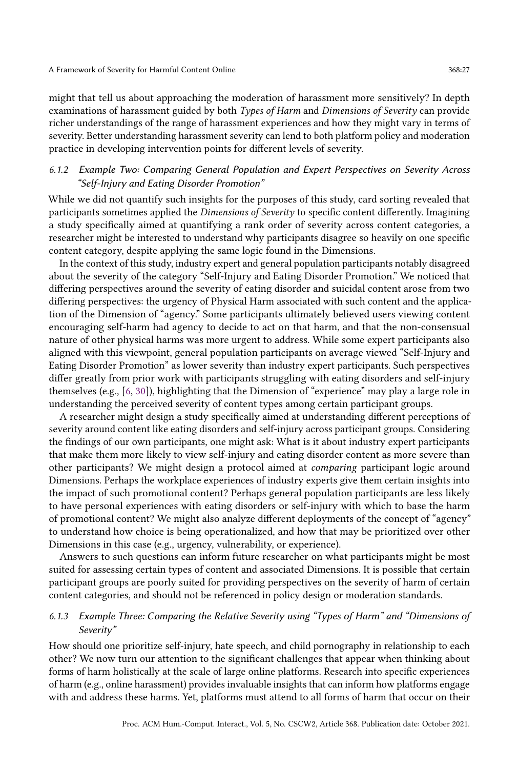might that tell us about approaching the moderation of harassment more sensitively? In depth examinations of harassment guided by both *Types of Harm* and *Dimensions of Severity* can provide richer understandings of the range of harassment experiences and how they might vary in terms of severity. Better understanding harassment severity can lend to both platform policy and moderation practice in developing intervention points for different levels of severity.

#### 6.1.2 Example Two: Comparing General Population and Expert Perspectives on Severity Across "Self-Injury and Eating Disorder Promotion"

While we did not quantify such insights for the purposes of this study, card sorting revealed that participants sometimes applied the *Dimensions of Severity* to specific content differently. Imagining a study specifically aimed at quantifying a rank order of severity across content categories, a researcher might be interested to understand why participants disagree so heavily on one specific content category, despite applying the same logic found in the Dimensions.

In the context of this study, industry expert and general population participants notably disagreed about the severity of the category "Self-Injury and Eating Disorder Promotion." We noticed that differing perspectives around the severity of eating disorder and suicidal content arose from two differing perspectives: the urgency of Physical Harm associated with such content and the application of the Dimension of "agency." Some participants ultimately believed users viewing content encouraging self-harm had agency to decide to act on that harm, and that the non-consensual nature of other physical harms was more urgent to address. While some expert participants also aligned with this viewpoint, general population participants on average viewed "Self-Injury and Eating Disorder Promotion" as lower severity than industry expert participants. Such perspectives differ greatly from prior work with participants struggling with eating disorders and self-injury themselves (e.g., [6, 30]), highlighting that the Dimension of "experience" may play a large role in understanding the perceived severity of content types among certain participant groups.

A researcher might design a study specifically aimed at understanding different perceptions of severity around content like eating disorders and self-injury across participant groups. Considering the findings of our own participants, one might ask: What is it about industry expert participants that make them more likely to view self-injury and eating disorder content as more severe than other participants? We might design a protocol aimed at *comparing* participant logic around Dimensions. Perhaps the workplace experiences of industry experts give them certain insights into the impact of such promotional content? Perhaps general population participants are less likely to have personal experiences with eating disorders or self-injury with which to base the harm of promotional content? We might also analyze different deployments of the concept of "agency" to understand how choice is being operationalized, and how that may be prioritized over other Dimensions in this case (e.g., urgency, vulnerability, or experience).

Answers to such questions can inform future researcher on what participants might be most suited for assessing certain types of content and associated Dimensions. It is possible that certain participant groups are poorly suited for providing perspectives on the severity of harm of certain content categories, and should not be referenced in policy design or moderation standards.

#### 6.1.3 Example Three: Comparing the Relative Severity using "Types of Harm" and "Dimensions of Severity"

How should one prioritize self-injury, hate speech, and child pornography in relationship to each other? We now turn our attention to the significant challenges that appear when thinking about forms of harm holistically at the scale of large online platforms. Research into specific experiences of harm (e.g., online harassment) provides invaluable insights that can inform how platforms engage with and address these harms. Yet, platforms must attend to all forms of harm that occur on their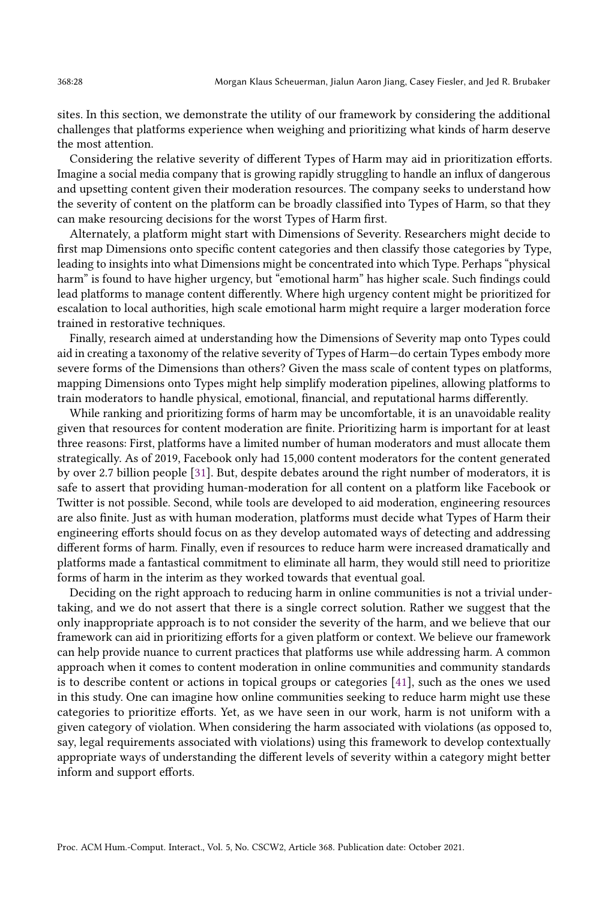sites. In this section, we demonstrate the utility of our framework by considering the additional challenges that platforms experience when weighing and prioritizing what kinds of harm deserve the most attention.

Considering the relative severity of different Types of Harm may aid in prioritization efforts. Imagine a social media company that is growing rapidly struggling to handle an influx of dangerous and upsetting content given their moderation resources. The company seeks to understand how the severity of content on the platform can be broadly classified into Types of Harm, so that they can make resourcing decisions for the worst Types of Harm first.

Alternately, a platform might start with Dimensions of Severity. Researchers might decide to first map Dimensions onto specific content categories and then classify those categories by Type, leading to insights into what Dimensions might be concentrated into which Type. Perhaps "physical harm" is found to have higher urgency, but "emotional harm" has higher scale. Such findings could lead platforms to manage content differently. Where high urgency content might be prioritized for escalation to local authorities, high scale emotional harm might require a larger moderation force trained in restorative techniques.

Finally, research aimed at understanding how the Dimensions of Severity map onto Types could aid in creating a taxonomy of the relative severity of Types of Harm—do certain Types embody more severe forms of the Dimensions than others? Given the mass scale of content types on platforms, mapping Dimensions onto Types might help simplify moderation pipelines, allowing platforms to train moderators to handle physical, emotional, financial, and reputational harms differently.

While ranking and prioritizing forms of harm may be uncomfortable, it is an unavoidable reality given that resources for content moderation are finite. Prioritizing harm is important for at least three reasons: First, platforms have a limited number of human moderators and must allocate them strategically. As of 2019, Facebook only had 15,000 content moderators for the content generated by over 2.7 billion people [31]. But, despite debates around the right number of moderators, it is safe to assert that providing human-moderation for all content on a platform like Facebook or Twitter is not possible. Second, while tools are developed to aid moderation, engineering resources are also finite. Just as with human moderation, platforms must decide what Types of Harm their engineering efforts should focus on as they develop automated ways of detecting and addressing different forms of harm. Finally, even if resources to reduce harm were increased dramatically and platforms made a fantastical commitment to eliminate all harm, they would still need to prioritize forms of harm in the interim as they worked towards that eventual goal.

Deciding on the right approach to reducing harm in online communities is not a trivial undertaking, and we do not assert that there is a single correct solution. Rather we suggest that the only inappropriate approach is to not consider the severity of the harm, and we believe that our framework can aid in prioritizing efforts for a given platform or context. We believe our framework can help provide nuance to current practices that platforms use while addressing harm. A common approach when it comes to content moderation in online communities and community standards is to describe content or actions in topical groups or categories [41], such as the ones we used in this study. One can imagine how online communities seeking to reduce harm might use these categories to prioritize efforts. Yet, as we have seen in our work, harm is not uniform with a given category of violation. When considering the harm associated with violations (as opposed to, say, legal requirements associated with violations) using this framework to develop contextually appropriate ways of understanding the different levels of severity within a category might better inform and support efforts.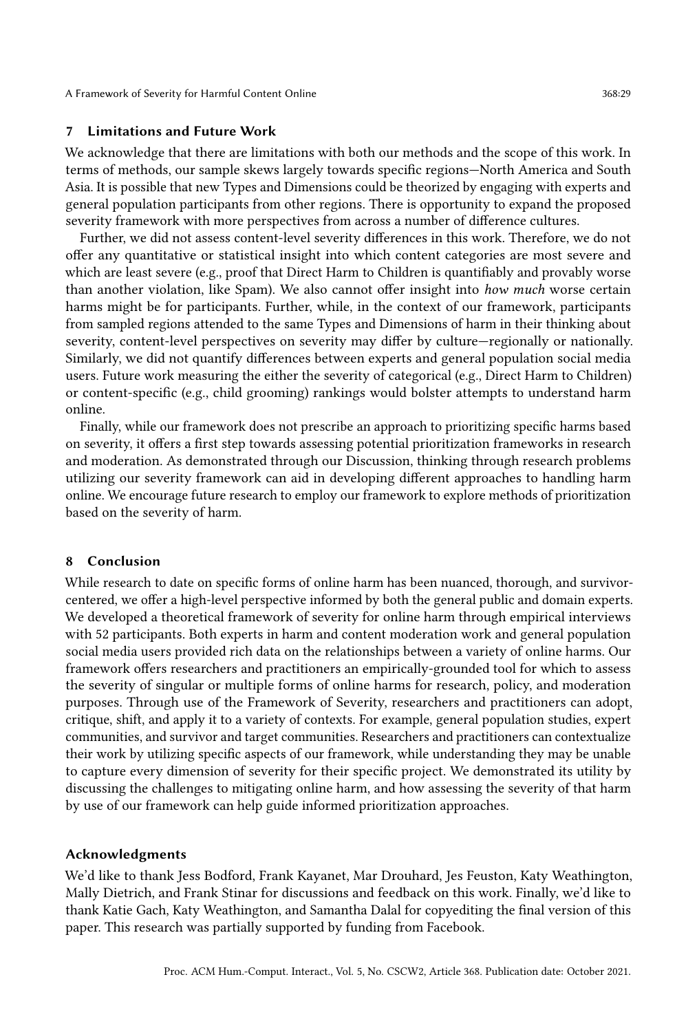## 7 Limitations and Future Work

We acknowledge that there are limitations with both our methods and the scope of this work. In terms of methods, our sample skews largely towards specific regions—North America and South Asia. It is possible that new Types and Dimensions could be theorized by engaging with experts and general population participants from other regions. There is opportunity to expand the proposed severity framework with more perspectives from across a number of difference cultures.

Further, we did not assess content-level severity differences in this work. Therefore, we do not offer any quantitative or statistical insight into which content categories are most severe and which are least severe (e.g., proof that Direct Harm to Children is quantifiably and provably worse than another violation, like Spam). We also cannot offer insight into *how much* worse certain harms might be for participants. Further, while, in the context of our framework, participants from sampled regions attended to the same Types and Dimensions of harm in their thinking about severity, content-level perspectives on severity may differ by culture—regionally or nationally. Similarly, we did not quantify differences between experts and general population social media users. Future work measuring the either the severity of categorical (e.g., Direct Harm to Children) or content-specific (e.g., child grooming) rankings would bolster attempts to understand harm online.

Finally, while our framework does not prescribe an approach to prioritizing specific harms based on severity, it offers a first step towards assessing potential prioritization frameworks in research and moderation. As demonstrated through our Discussion, thinking through research problems utilizing our severity framework can aid in developing different approaches to handling harm online. We encourage future research to employ our framework to explore methods of prioritization based on the severity of harm.

## 8 Conclusion

While research to date on specific forms of online harm has been nuanced, thorough, and survivor-centered, we offer a high-level perspective informed by both the general public and domain experts. We developed a theoretical framework of severity for online harm through empirical interviews with 52 participants. Both experts in harm and content moderation work and general population social media users provided rich data on the relationships between a variety of online harms. Our framework offers researchers and practitioners an empirically-grounded tool for which to assess the severity of singular or multiple forms of online harms for research, policy, and moderation purposes. Through use of the Framework of Severity, researchers and practitioners can adopt, critique, shift, and apply it to a variety of contexts. For example, general population studies, expert communities, and survivor and target communities. Researchers and practitioners can contextualize their work by utilizing specific aspects of our framework, while understanding they may be unable to capture every dimension of severity for their specific project. We demonstrated its utility by discussing the challenges to mitigating online harm, and how assessing the severity of that harm by use of our framework can help guide informed prioritization approaches.

## Acknowledgments

We'd like to thank Jess Bodford, Frank Kayanet, Mar Drouhard, Jes Feuston, Katy Weathington, Mally Dietrich, and Frank Stinar for discussions and feedback on this work. Finally, we'd like to thank Katie Gach, Katy Weathington, and Samantha Dalal for copyediting the final version of this paper. This research was partially supported by funding from Facebook.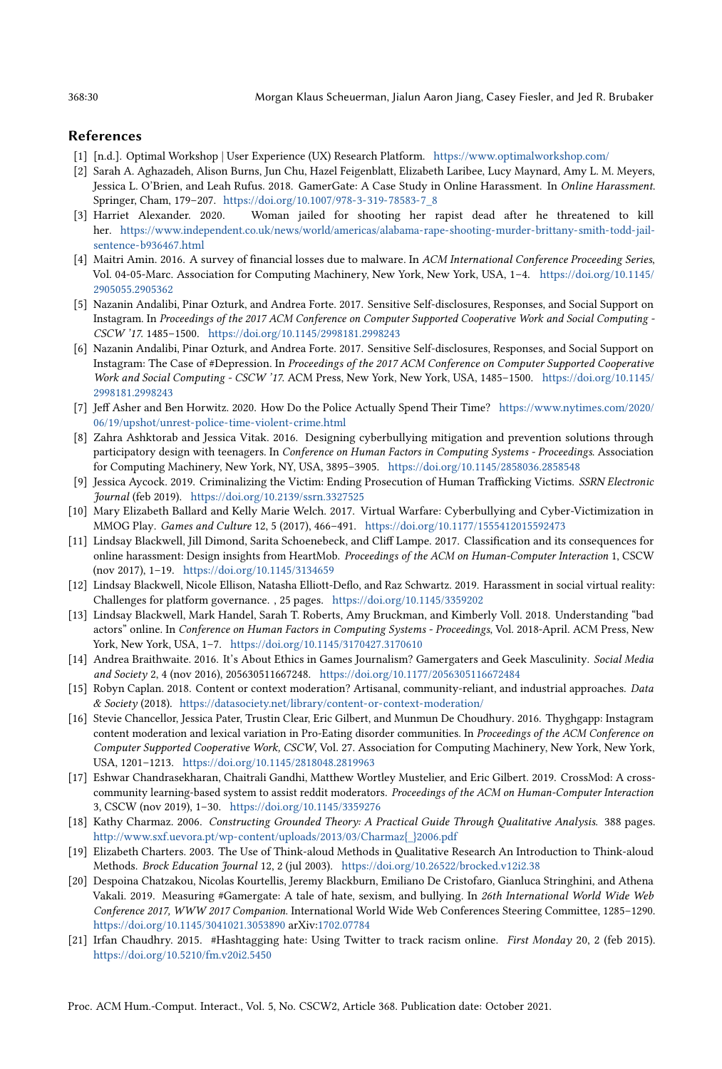## References

[1] [n.d.]. Optimal Workshop | User Experience (UX) Research Platform. https://www.optimalworkshop.com/

[2] Sarah A. Aghazadeh, Alison Burns, Jun Chu, Hazel Feigenblatt, Elizabeth Laribee, Lucy Maynard, Amy L. M. Meyers, Jessica L. O'Brien, and Leah Rufus. 2018. GamerGate: A Case Study in Online Harassment. In *Online Harassment*. Springer, Cham, 179–207. https://doi.org/10.1007/978-3-319-78583-7_8

[3] Harriet Alexander. 2020. Woman jailed for shooting her rapist dead after he threatened to kill her. https://www.independent.co.uk/news/world/americas/alabama-rape-shooting-murder-brittany-smith-todd-jail-sentence-b936467.html

[4] Maitri Amin. 2016. A survey of financial losses due to malware. In *ACM International Conference Proceeding Series*, Vol. 04-05-Marc. Association for Computing Machinery, New York, New York, USA, 1–4. https://doi.org/10.1145/2905055.2905362

[5] Nazanin Andalibi, Pinar Ozturk, and Andrea Forte. 2017. Sensitive Self-disclosures, Responses, and Social Support on Instagram. In *Proceedings of the 2017 ACM Conference on Computer Supported Cooperative Work and Social Computing - CSCW '17*. 1485–1500. https://doi.org/10.1145/2998181.2998243

[6] Nazanin Andalibi, Pinar Ozturk, and Andrea Forte. 2017. Sensitive Self-disclosures, Responses, and Social Support on Instagram: The Case of #Depression. In *Proceedings of the 2017 ACM Conference on Computer Supported Cooperative Work and Social Computing - CSCW '17*. ACM Press, New York, New York, USA, 1485–1500. https://doi.org/10.1145/2998181.2998243

[7] Jeff Asher and Ben Horwitz. 2020. How Do the Police Actually Spend Their Time? https://www.nytimes.com/2020/06/19/upshot/unrest-police-time-violent-crime.html

[8] Zahra Ashktorab and Jessica Vitak. 2016. Designing cyberbullying mitigation and prevention solutions through participatory design with teenagers. In *Conference on Human Factors in Computing Systems - Proceedings*. Association for Computing Machinery, New York, NY, USA, 3895–3905. https://doi.org/10.1145/2858036.2858548

[9] Jessica Aycock. 2019. Criminalizing the Victim: Ending Prosecution of Human Trafficking Victims. *SSRN Electronic Journal* (feb 2019). https://doi.org/10.2139/ssrn.3327525

[10] Mary Elizabeth Ballard and Kelly Marie Welch. 2017. Virtual Warfare: Cyberbullying and Cyber-Victimization in MMOG Play. *Games and Culture* 12, 5 (2017), 466–491. https://doi.org/10.1177/1555412015592473

[11] Lindsay Blackwell, Jill Dimond, Sarita Schoenebeck, and Cliff Lampe. 2017. Classification and its consequences for online harassment: Design insights from HeartMob. *Proceedings of the ACM on Human-Computer Interaction* 1, CSCW (nov 2017), 1–19. https://doi.org/10.1145/3134659

[12] Lindsay Blackwell, Nicole Ellison, Natasha Elliott-Deflo, and Raz Schwartz. 2019. Harassment in social virtual reality: Challenges for platform governance. , 25 pages. https://doi.org/10.1145/3359202

[13] Lindsay Blackwell, Mark Handel, Sarah T. Roberts, Amy Bruckman, and Kimberly Voll. 2018. Understanding "bad actors" online. In *Conference on Human Factors in Computing Systems - Proceedings*, Vol. 2018-April. ACM Press, New York, New York, USA, 1–7. https://doi.org/10.1145/3170427.3170610

[14] Andrea Braithwaite. 2016. It's About Ethics in Games Journalism? Gamergaters and Geek Masculinity. *Social Media and Society* 2, 4 (nov 2016), 205630511667248. https://doi.org/10.1177/2056305116672484

[15] Robyn Caplan. 2018. Content or context moderation? Artisanal, community-reliant, and industrial approaches. *Data & Society* (2018). https://datasociety.net/library/content-or-context-moderation/

[16] Stevie Chancellor, Jessica Pater, Trustin Clear, Eric Gilbert, and Munmun De Choudhury. 2016. Thyghgapp: Instagram content moderation and lexical variation in Pro-Eating disorder communities. In *Proceedings of the ACM Conference on Computer Supported Cooperative Work, CSCW*, Vol. 27. Association for Computing Machinery, New York, New York, USA, 1201–1213. https://doi.org/10.1145/2818048.2819963

[17] Eshwar Chandrasekharan, Chaitrali Gandhi, Matthew Wortley Mustelier, and Eric Gilbert. 2019. CrossMod: A cross-community learning-based system to assist reddit moderators. *Proceedings of the ACM on Human-Computer Interaction* 3, CSCW (nov 2019), 1–30. https://doi.org/10.1145/3359276

[18] Kathy Charmaz. 2006. *Constructing Grounded Theory: A Practical Guide Through Qualitative Analysis.* 388 pages. http://www.sxf.uevora.pt/wp-content/uploads/2013/03/Charmaz{_}2006.pdf

[19] Elizabeth Charters. 2003. The Use of Think-aloud Methods in Qualitative Research An Introduction to Think-aloud Methods. *Brock Education Journal* 12, 2 (jul 2003). https://doi.org/10.26522/brocked.v12i2.38

[20] Despoina Chatzakou, Nicolas Kourtellis, Jeremy Blackburn, Emiliano De Cristofaro, Gianluca Stringhini, and Athena Vakali. 2019. Measuring #Gamergate: A tale of hate, sexism, and bullying. In *26th International World Wide Web Conference 2017, WWW 2017 Companion*. International World Wide Web Conferences Steering Committee, 1285–1290. https://doi.org/10.1145/3041021.3053890 arXiv:1702.07784

[21] Irfan Chaudhry. 2015. #Hashtagging hate: Using Twitter to track racism online. *First Monday* 20, 2 (feb 2015). https://doi.org/10.5210/fm.v20i2.5450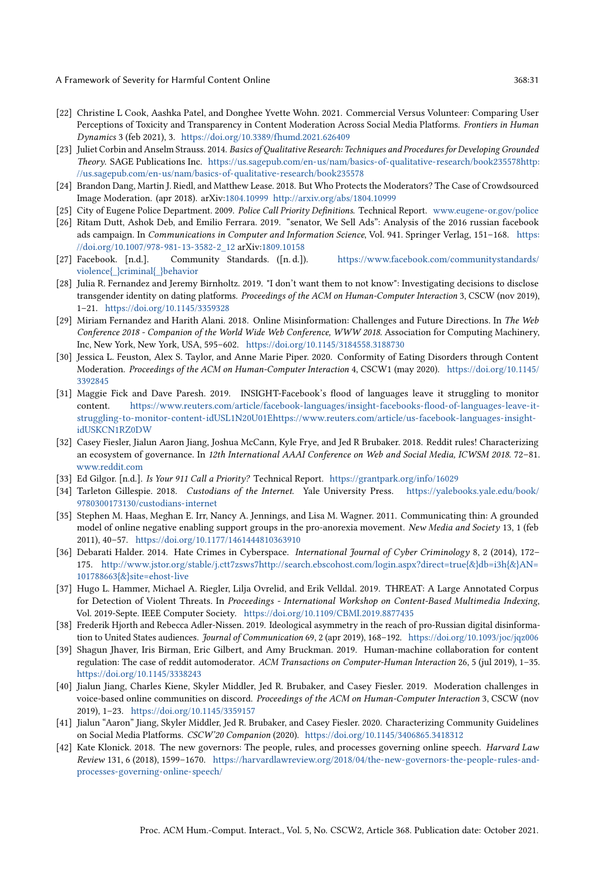[22] Christine L Cook, Aashka Patel, and Donghee Yvette Wohn. 2021. Commercial Versus Volunteer: Comparing User Perceptions of Toxicity and Transparency in Content Moderation Across Social Media Platforms. *Frontiers in Human Dynamics* 3 (feb 2021), 3. https://doi.org/10.3389/fhumd.2021.626409

[23] Juliet Corbin and Anselm Strauss. 2014. *Basics of Qualitative Research: Techniques and Procedures for Developing Grounded Theory*. SAGE Publications Inc. https://us.sagepub.com/en-us/nam/basics-of-qualitative-research/book235578http://us.sagepub.com/en-us/nam/basics-of-qualitative-research/book235578

[24] Brandon Dang, Martin J. Riedl, and Matthew Lease. 2018. But Who Protects the Moderators? The Case of Crowdsourced Image Moderation. (apr 2018). arXiv:1804.10999 http://arxiv.org/abs/1804.10999

[25] City of Eugene Police Department. 2009. *Police Call Priority Definitions*. Technical Report. www.eugene-or.gov/police

[26] Ritam Dutt, Ashok Deb, and Emilio Ferrara. 2019. "senator, We Sell Ads": Analysis of the 2016 russian facebook ads campaign. In *Communications in Computer and Information Science*, Vol. 941. Springer Verlag, 151–168. https://doi.org/10.1007/978-981-13-3582-2_12 arXiv:1809.10158

[27] Facebook. [n.d.]. Community Standards. ([n. d.]). https://www.facebook.com/communitystandards/violence{_}criminal{_}behavior

[28] Julia R. Fernandez and Jeremy Birnholtz. 2019. "I don't want them to not know": Investigating decisions to disclose transgender identity on dating platforms. *Proceedings of the ACM on Human-Computer Interaction* 3, CSCW (nov 2019), 1–21. https://doi.org/10.1145/3359328

[29] Miriam Fernandez and Harith Alani. 2018. Online Misinformation: Challenges and Future Directions. In *The Web Conference 2018 - Companion of the World Wide Web Conference, WWW 2018*. Association for Computing Machinery, Inc, New York, New York, USA, 595–602. https://doi.org/10.1145/3184558.3188730

[30] Jessica L. Feuston, Alex S. Taylor, and Anne Marie Piper. 2020. Conformity of Eating Disorders through Content Moderation. *Proceedings of the ACM on Human-Computer Interaction* 4, CSCW1 (may 2020). https://doi.org/10.1145/3392845

[31] Maggie Fick and Dave Paresh. 2019. INSIGHT-Facebook's flood of languages leave it struggling to monitor content. https://www.reuters.com/article/facebook-languages/insight-facebooks-flood-of-languages-leave-it-struggling-to-monitor-content-idUSL1N20U01Ehttps://www.reuters.com/article/us-facebook-languages-insight-idUSKCN1RZ0DW

[32] Casey Fiesler, Jialun Aaron Jiang, Joshua McCann, Kyle Frye, and Jed R Brubaker. 2018. Reddit rules! Characterizing an ecosystem of governance. In *12th International AAAI Conference on Web and Social Media, ICWSM 2018*. 72–81. www.reddit.com

[33] Ed Gilgor. [n.d.]. *Is Your 911 Call a Priority?* Technical Report. https://grantpark.org/info/16029

[34] Tarleton Gillespie. 2018. *Custodians of the Internet*. Yale University Press. https://yalebooks.yale.edu/book/9780300173130/custodians-internet

[35] Stephen M. Haas, Meghan E. Irr, Nancy A. Jennings, and Lisa M. Wagner. 2011. Communicating thin: A grounded model of online negative enabling support groups in the pro-anorexia movement. *New Media and Society* 13, 1 (feb 2011), 40–57. https://doi.org/10.1177/1461444810363910

[36] Debarati Halder. 2014. Hate Crimes in Cyberspace. *International Journal of Cyber Criminology* 8, 2 (2014), 172–175. http://www.jstor.org/stable/j.ctt7zsws7http://search.ebscohost.com/login.aspx?direct=true{&}db=i3h{&}AN=101788663{&}site=ehost-live

[37] Hugo L. Hammer, Michael A. Riegler, Lilja Ovrelid, and Erik Velldal. 2019. THREAT: A Large Annotated Corpus for Detection of Violent Threats. In *Proceedings - International Workshop on Content-Based Multimedia Indexing*, Vol. 2019-Septe. IEEE Computer Society. https://doi.org/10.1109/CBMI.2019.8877435

[38] Frederik Hjorth and Rebecca Adler-Nissen. 2019. Ideological asymmetry in the reach of pro-Russian digital disinformation to United States audiences. *Journal of Communication* 69, 2 (apr 2019), 168–192. https://doi.org/10.1093/joc/jqz006

[39] Shagun Jhaver, Iris Birman, Eric Gilbert, and Amy Bruckman. 2019. Human-machine collaboration for content regulation: The case of reddit automoderator. *ACM Transactions on Computer-Human Interaction* 26, 5 (jul 2019), 1–35. https://doi.org/10.1145/3338243

[40] Jialun Jiang, Charles Kiene, Skyler Middler, Jed R. Brubaker, and Casey Fiesler. 2019. Moderation challenges in voice-based online communities on discord. *Proceedings of the ACM on Human-Computer Interaction* 3, CSCW (nov 2019), 1–23. https://doi.org/10.1145/3359157

[41] Jialun "Aaron" Jiang, Skyler Middler, Jed R. Brubaker, and Casey Fiesler. 2020. Characterizing Community Guidelines on Social Media Platforms. *CSCW'20 Companion* (2020). https://doi.org/10.1145/3406865.3418312

[42] Kate Klonick. 2018. The new governors: The people, rules, and processes governing online speech. *Harvard Law Review* 131, 6 (2018), 1599–1670. https://harvardlawreview.org/2018/04/the-new-governors-the-people-rules-and-processes-governing-online-speech/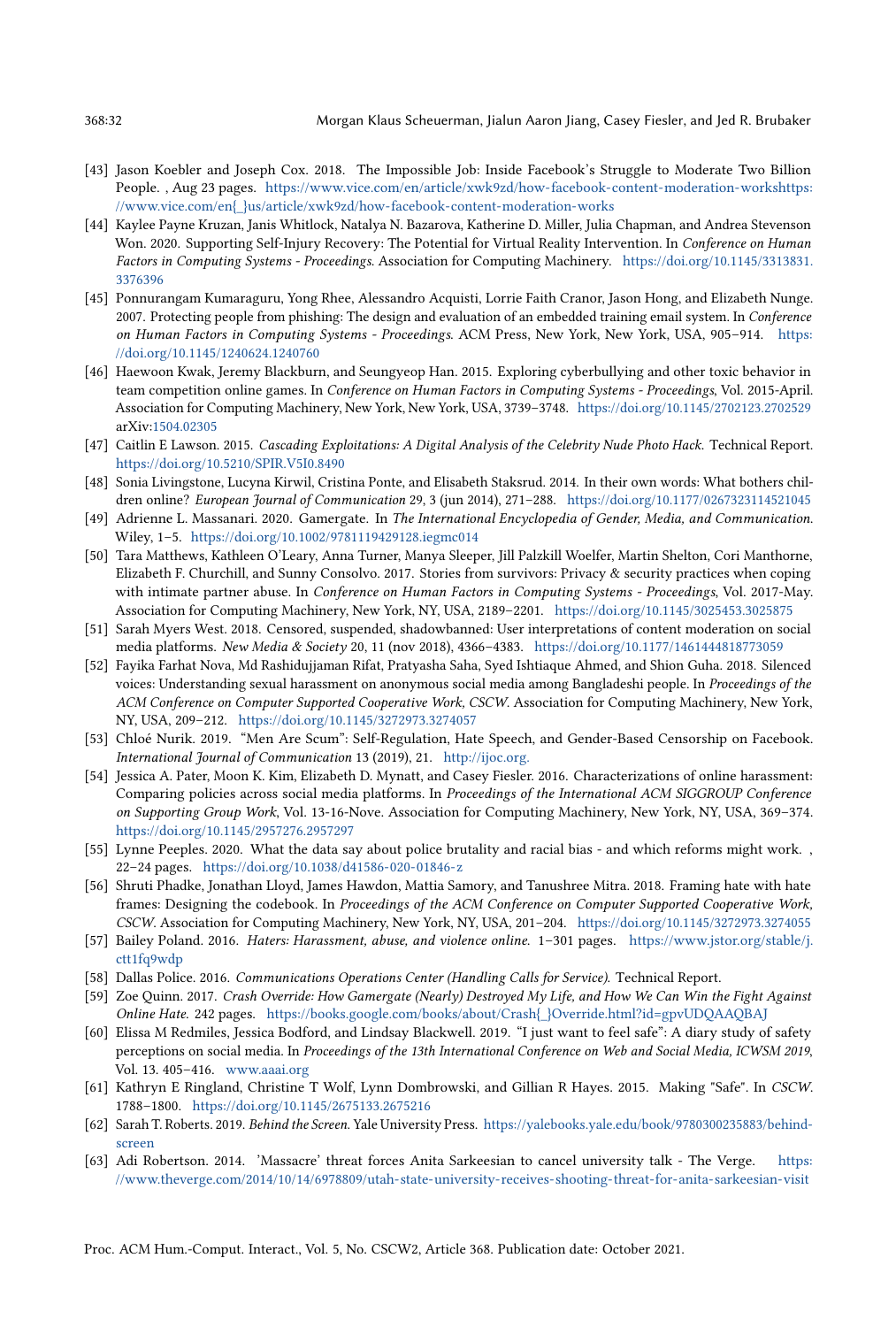[43] Jason Koebler and Joseph Cox. 2018. The Impossible Job: Inside Facebook's Struggle to Moderate Two Billion People. , Aug 23 pages. https://www.vice.com/en/article/xwk9zd/how-facebook-content-moderation-workshttps://www.vice.com/en{_}us/article/xwk9zd/how-facebook-content-moderation-works

[44] Kaylee Payne Kruzan, Janis Whitlock, Natalya N. Bazarova, Katherine D. Miller, Julia Chapman, and Andrea Stevenson Won. 2020. Supporting Self-Injury Recovery: The Potential for Virtual Reality Intervention. In *Conference on Human Factors in Computing Systems - Proceedings*. Association for Computing Machinery. https://doi.org/10.1145/3313831.3376396

[45] Ponnurangam Kumaraguru, Yong Rhee, Alessandro Acquisti, Lorrie Faith Cranor, Jason Hong, and Elizabeth Nunge. 2007. Protecting people from phishing: The design and evaluation of an embedded training email system. In *Conference on Human Factors in Computing Systems - Proceedings*. ACM Press, New York, New York, USA, 905–914. https://doi.org/10.1145/1240624.1240760

[46] Haewoon Kwak, Jeremy Blackburn, and Seungyeop Han. 2015. Exploring cyberbullying and other toxic behavior in team competition online games. In *Conference on Human Factors in Computing Systems - Proceedings*, Vol. 2015-April. Association for Computing Machinery, New York, New York, USA, 3739–3748. https://doi.org/10.1145/2702123.2702529 arXiv:1504.02305

[47] Caitlin E Lawson. 2015. *Cascading Exploitations: A Digital Analysis of the Celebrity Nude Photo Hack.* Technical Report. https://doi.org/10.5210/SPIR.V5I0.8490

[48] Sonia Livingstone, Lucyna Kirwil, Cristina Ponte, and Elisabeth Staksrud. 2014. In their own words: What bothers children online? *European Journal of Communication* 29, 3 (jun 2014), 271–288. https://doi.org/10.1177/0267323114521045

[49] Adrienne L. Massanari. 2020. Gamergate. In *The International Encyclopedia of Gender, Media, and Communication*. Wiley, 1–5. https://doi.org/10.1002/9781119429128.iegmc014

[50] Tara Matthews, Kathleen O'Leary, Anna Turner, Manya Sleeper, Jill Palzkill Woelfer, Martin Shelton, Cori Manthorne, Elizabeth F. Churchill, and Sunny Consolvo. 2017. Stories from survivors: Privacy & security practices when coping with intimate partner abuse. In *Conference on Human Factors in Computing Systems - Proceedings*, Vol. 2017-May. Association for Computing Machinery, New York, NY, USA, 2189–2201. https://doi.org/10.1145/3025453.3025875

[51] Sarah Myers West. 2018. Censored, suspended, shadowbanned: User interpretations of content moderation on social media platforms. *New Media & Society* 20, 11 (nov 2018), 4366–4383. https://doi.org/10.1177/1461444818773059

[52] Fayika Farhat Nova, Md Rashidujjaman Rifat, Pratyasha Saha, Syed Ishtiaque Ahmed, and Shion Guha. 2018. Silenced voices: Understanding sexual harassment on anonymous social media among Bangladeshi people. In *Proceedings of the ACM Conference on Computer Supported Cooperative Work, CSCW*. Association for Computing Machinery, New York, NY, USA, 209–212. https://doi.org/10.1145/3272973.3274057

[53] Chloé Nurik. 2019. "Men Are Scum": Self-Regulation, Hate Speech, and Gender-Based Censorship on Facebook. *International Journal of Communication* 13 (2019), 21. http://ijoc.org.

[54] Jessica A. Pater, Moon K. Kim, Elizabeth D. Mynatt, and Casey Fiesler. 2016. Characterizations of online harassment: Comparing policies across social media platforms. In *Proceedings of the International ACM SIGGROUP Conference on Supporting Group Work*, Vol. 13-16-Nove. Association for Computing Machinery, New York, NY, USA, 369–374. https://doi.org/10.1145/2957276.2957297

[55] Lynne Peeples. 2020. What the data say about police brutality and racial bias - and which reforms might work. , 22–24 pages. https://doi.org/10.1038/d41586-020-01846-z

[56] Shruti Phadke, Jonathan Lloyd, James Hawdon, Mattia Samory, and Tanushree Mitra. 2018. Framing hate with hate frames: Designing the codebook. In *Proceedings of the ACM Conference on Computer Supported Cooperative Work, CSCW*. Association for Computing Machinery, New York, NY, USA, 201–204. https://doi.org/10.1145/3272973.3274055

[57] Bailey Poland. 2016. *Haters: Harassment, abuse, and violence online*. 1–301 pages. https://www.jstor.org/stable/j.ctt1fq9wdp

[58] Dallas Police. 2016. *Communications Operations Center (Handling Calls for Service)*. Technical Report.

[59] Zoe Quinn. 2017. *Crash Override: How Gamergate (Nearly) Destroyed My Life, and How We Can Win the Fight Against Online Hate*. 242 pages. https://books.google.com/books/about/Crash{_}Override.html?id=gpvUDQAAQBAJ

[60] Elissa M Redmiles, Jessica Bodford, and Lindsay Blackwell. 2019. "I just want to feel safe": A diary study of safety perceptions on social media. In *Proceedings of the 13th International Conference on Web and Social Media, ICWSM 2019*, Vol. 13. 405–416. www.aaai.org

[61] Kathryn E Ringland, Christine T Wolf, Lynn Dombrowski, and Gillian R Hayes. 2015. Making "Safe". In *CSCW*. 1788–1800. https://doi.org/10.1145/2675133.2675216

[62] Sarah T. Roberts. 2019. *Behind the Screen.* Yale University Press. https://yalebooks.yale.edu/book/9780300235883/behind-screen

[63] Adi Robertson. 2014. 'Massacre' threat forces Anita Sarkeesian to cancel university talk - The Verge. https://www.theverge.com/2014/10/14/6978809/utah-state-university-receives-shooting-threat-for-anita-sarkeesian-visit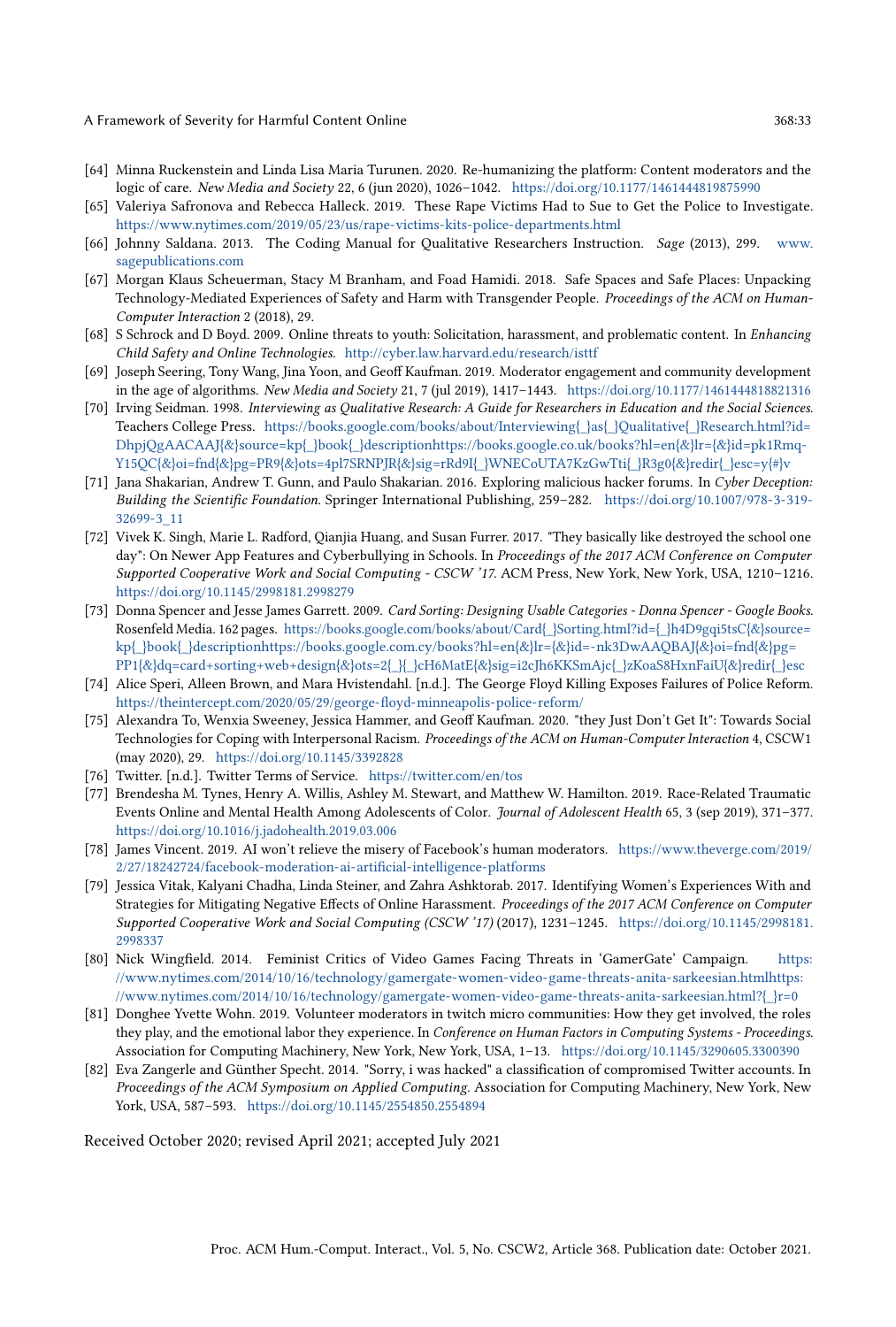[64] Minna Ruckenstein and Linda Lisa Maria Turunen. 2020. Re-humanizing the platform: Content moderators and the logic of care. *New Media and Society* 22, 6 (jun 2020), 1026–1042. https://doi.org/10.1177/1461444819875990

[65] Valeriya Safronova and Rebecca Halleck. 2019. These Rape Victims Had to Sue to Get the Police to Investigate. https://www.nytimes.com/2019/05/23/us/rape-victims-kits-police-departments.html

[66] Johnny Saldana. 2013. The Coding Manual for Qualitative Researchers Instruction. *Sage* (2013), 299. www.sagepublications.com

[67] Morgan Klaus Scheuerman, Stacy M Branham, and Foad Hamidi. 2018. Safe Spaces and Safe Places: Unpacking Technology-Mediated Experiences of Safety and Harm with Transgender People. *Proceedings of the ACM on Human-Computer Interaction* 2 (2018), 29.

[68] S Schrock and D Boyd. 2009. Online threats to youth: Solicitation, harassment, and problematic content. In *Enhancing Child Safety and Online Technologies*. http://cyber.law.harvard.edu/research/isttf

[69] Joseph Seering, Tony Wang, Jina Yoon, and Geoff Kaufman. 2019. Moderator engagement and community development in the age of algorithms. *New Media and Society* 21, 7 (jul 2019), 1417–1443. https://doi.org/10.1177/1461444818821316

[70] Irving Seidman. 1998. *Interviewing as Qualitative Research: A Guide for Researchers in Education and the Social Sciences.* Teachers College Press. https://books.google.com/books/about/Interviewing{_}as{_}Qualitative{_}Research.html?id=DhpjQgAACAAJ{&}source=kp{_}book{_}descriptionhttps://books.google.co.uk/books?hl=en{&}lr={&}id=pk1Rmq-Y15QC{&}oi=fnd{&}pg=PR9{&}ots=4pl7SRNPJR{&}sig=rRd9I{_}WNECoUTA7KzGwTti{_}R3g0{&}redir{_}esc=y{#}v

[71] Jana Shakarian, Andrew T. Gunn, and Paulo Shakarian. 2016. Exploring malicious hacker forums. In *Cyber Deception: Building the Scientific Foundation*. Springer International Publishing, 259–282. https://doi.org/10.1007/978-3-319-32699-3_11

[72] Vivek K. Singh, Marie L. Radford, Qianjia Huang, and Susan Furrer. 2017. "They basically like destroyed the school one day": On Newer App Features and Cyberbullying in Schools. In *Proceedings of the 2017 ACM Conference on Computer Supported Cooperative Work and Social Computing - CSCW '17*. ACM Press, New York, New York, USA, 1210–1216. https://doi.org/10.1145/2998181.2998279

[73] Donna Spencer and Jesse James Garrett. 2009. *Card Sorting: Designing Usable Categories - Donna Spencer - Google Books*. Rosenfeld Media. 162 pages. https://books.google.com/books/about/Card{_}Sorting.html?id={_}h4D9gqi5tsC{&}source=kp{_}book{_}descriptionhttps://books.google.com.cy/books?hl=en{&}lr={&}id=-nk3DwAAQBAJ{&}oi=fnd{&}pg=PP1{&}dq=card+sorting+web+design{&}ots=2{_}{_}cH6MatE{&}sig=i2cJh6KKSmAjc{_}zKoaS8HxnFaiU{&}redir{_}esc

[74] Alice Speri, Alleen Brown, and Mara Hvistendahl. [n.d.]. The George Floyd Killing Exposes Failures of Police Reform. https://theintercept.com/2020/05/29/george-floyd-minneapolis-police-reform/

[75] Alexandra To, Wenxia Sweeney, Jessica Hammer, and Geoff Kaufman. 2020. "they Just Don't Get It": Towards Social Technologies for Coping with Interpersonal Racism. *Proceedings of the ACM on Human-Computer Interaction* 4, CSCW1 (may 2020), 29. https://doi.org/10.1145/3392828

[76] Twitter. [n.d.]. Twitter Terms of Service. https://twitter.com/en/tos

[77] Brendesha M. Tynes, Henry A. Willis, Ashley M. Stewart, and Matthew W. Hamilton. 2019. Race-Related Traumatic Events Online and Mental Health Among Adolescents of Color. *Journal of Adolescent Health* 65, 3 (sep 2019), 371–377. https://doi.org/10.1016/j.jadohealth.2019.03.006

[78] James Vincent. 2019. AI won't relieve the misery of Facebook's human moderators. https://www.theverge.com/2019/2/27/18242724/facebook-moderation-ai-artificial-intelligence-platforms

[79] Jessica Vitak, Kalyani Chadha, Linda Steiner, and Zahra Ashktorab. 2017. Identifying Women's Experiences With and Strategies for Mitigating Negative Effects of Online Harassment. *Proceedings of the 2017 ACM Conference on Computer Supported Cooperative Work and Social Computing (CSCW '17)* (2017), 1231–1245. https://doi.org/10.1145/2998181.2998337

[80] Nick Wingfield. 2014. Feminist Critics of Video Games Facing Threats in 'GamerGate' Campaign. https://www.nytimes.com/2014/10/16/technology/gamergate-women-video-game-threats-anita-sarkeesian.htmlhttps://www.nytimes.com/2014/10/16/technology/gamergate-women-video-game-threats-anita-sarkeesian.html?{_}r=0

[81] Donghee Yvette Wohn. 2019. Volunteer moderators in twitch micro communities: How they get involved, the roles they play, and the emotional labor they experience. In *Conference on Human Factors in Computing Systems - Proceedings*. Association for Computing Machinery, New York, New York, USA, 1–13. https://doi.org/10.1145/3290605.3300390

[82] Eva Zangerle and Günther Specht. 2014. "Sorry, i was hacked" a classification of compromised Twitter accounts. In *Proceedings of the ACM Symposium on Applied Computing*. Association for Computing Machinery, New York, New York, USA, 587–593. https://doi.org/10.1145/2554850.2554894

Received October 2020; revised April 2021; accepted July 2021